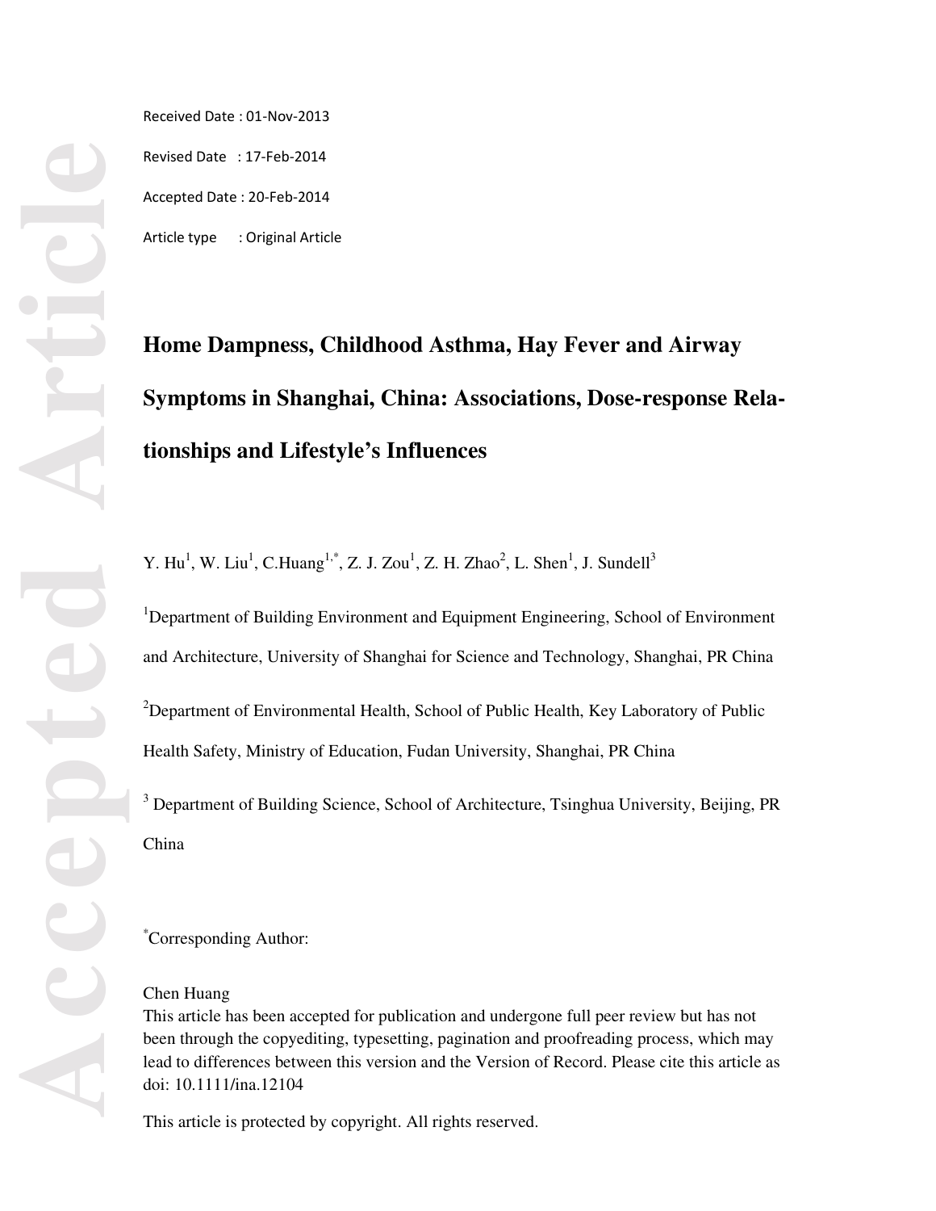Received Date : 01-Nov-2013

Revised Date : 17-Feb-2014

Accepted Date : 20-Feb-2014

Article type : Original Article

# Home Dampness, Childhood Asthma, Hay Fever and Airway Symptoms in Shanghai, China: Associations, Dose-response Relationships and Lifestyle's Influences

Y. Hu[1], W. Liu[1], C.Huang[1,*], Z. J. Zou[1], Z. H. Zhao[2], L. Shen[1], J. Sundell[3]

[1]Department of Building Environment and Equipment Engineering, School of Environment and Architecture, University of Shanghai for Science and Technology, Shanghai, PR China

[2]Department of Environmental Health, School of Public Health, Key Laboratory of Public Health Safety, Ministry of Education, Fudan University, Shanghai, PR China

[3] Department of Building Science, School of Architecture, Tsinghua University, Beijing, PR China

[*]Corresponding Author:

Chen Huang

This article has been accepted for publication and undergone full peer review but has not been through the copyediting, typesetting, pagination and proofreading process, which may lead to differences between this version and the Version of Record. Please cite this article as doi: 10.1111/ina.12104

This article is protected by copyright. All rights reserved.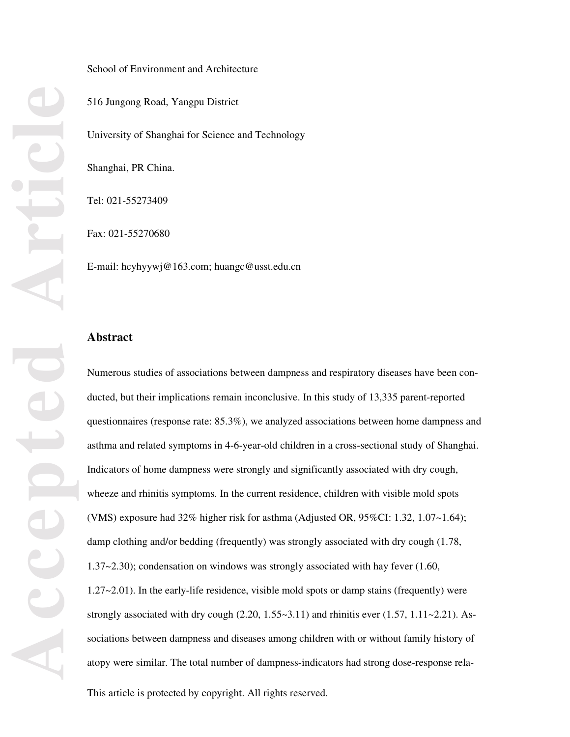School of Environment and Architecture

516 Jungong Road, Yangpu District

University of Shanghai for Science and Technology

Shanghai, PR China.

Tel: 021-55273409

Fax: 021-55270680

E-mail: hcyhyywj@163.com; huangc@usst.edu.cn

## Abstract

Numerous studies of associations between dampness and respiratory diseases have been conducted, but their implications remain inconclusive. In this study of 13,335 parent-reported questionnaires (response rate: 85.3%), we analyzed associations between home dampness and asthma and related symptoms in 4-6-year-old children in a cross-sectional study of Shanghai. Indicators of home dampness were strongly and significantly associated with dry cough, wheeze and rhinitis symptoms. In the current residence, children with visible mold spots (VMS) exposure had 32% higher risk for asthma (Adjusted OR, 95%CI: 1.32, 1.07~1.64); damp clothing and/or bedding (frequently) was strongly associated with dry cough (1.78, 1.37~2.30); condensation on windows was strongly associated with hay fever (1.60, 1.27~2.01). In the early-life residence, visible mold spots or damp stains (frequently) were strongly associated with dry cough (2.20, 1.55~3.11) and rhinitis ever (1.57, 1.11~2.21). Associations between dampness and diseases among children with or without family history of atopy were similar. The total number of dampness-indicators had strong dose-response rela-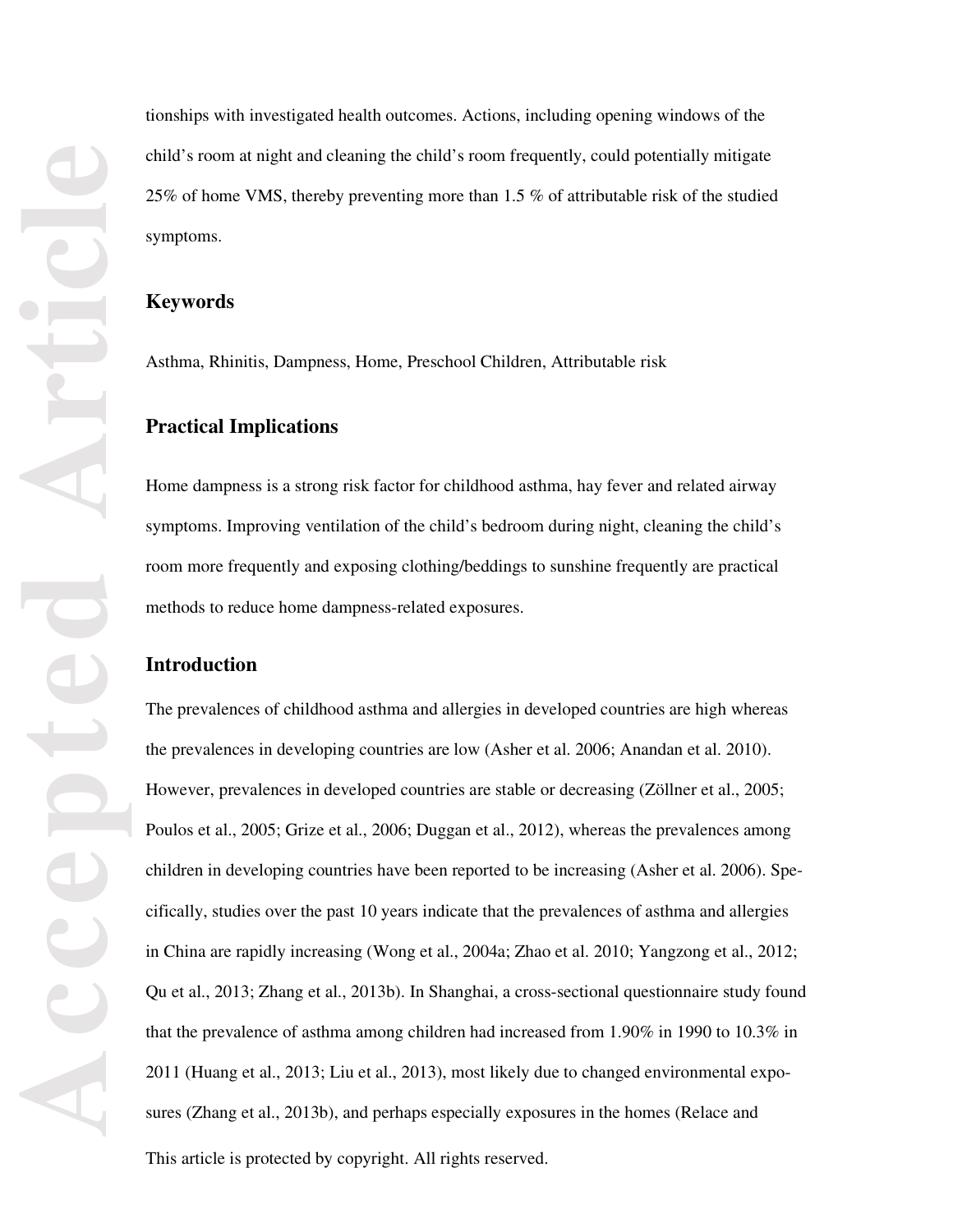tionships with investigated health outcomes. Actions, including opening windows of the child's room at night and cleaning the child's room frequently, could potentially mitigate 25% of home VMS, thereby preventing more than 1.5 % of attributable risk of the studied symptoms.

## Keywords

Asthma, Rhinitis, Dampness, Home, Preschool Children, Attributable risk

## Practical Implications

Home dampness is a strong risk factor for childhood asthma, hay fever and related airway symptoms. Improving ventilation of the child's bedroom during night, cleaning the child's room more frequently and exposing clothing/beddings to sunshine frequently are practical methods to reduce home dampness-related exposures.

## Introduction

The prevalences of childhood asthma and allergies in developed countries are high whereas the prevalences in developing countries are low (Asher et al. 2006; Anandan et al. 2010). However, prevalences in developed countries are stable or decreasing (Zöllner et al., 2005; Poulos et al., 2005; Grize et al., 2006; Duggan et al., 2012), whereas the prevalences among children in developing countries have been reported to be increasing (Asher et al. 2006). Specifically, studies over the past 10 years indicate that the prevalences of asthma and allergies in China are rapidly increasing (Wong et al., 2004a; Zhao et al. 2010; Yangzong et al., 2012; Qu et al., 2013; Zhang et al., 2013b). In Shanghai, a cross-sectional questionnaire study found that the prevalence of asthma among children had increased from 1.90% in 1990 to 10.3% in 2011 (Huang et al., 2013; Liu et al., 2013), most likely due to changed environmental exposures (Zhang et al., 2013b), and perhaps especially exposures in the homes (Relace and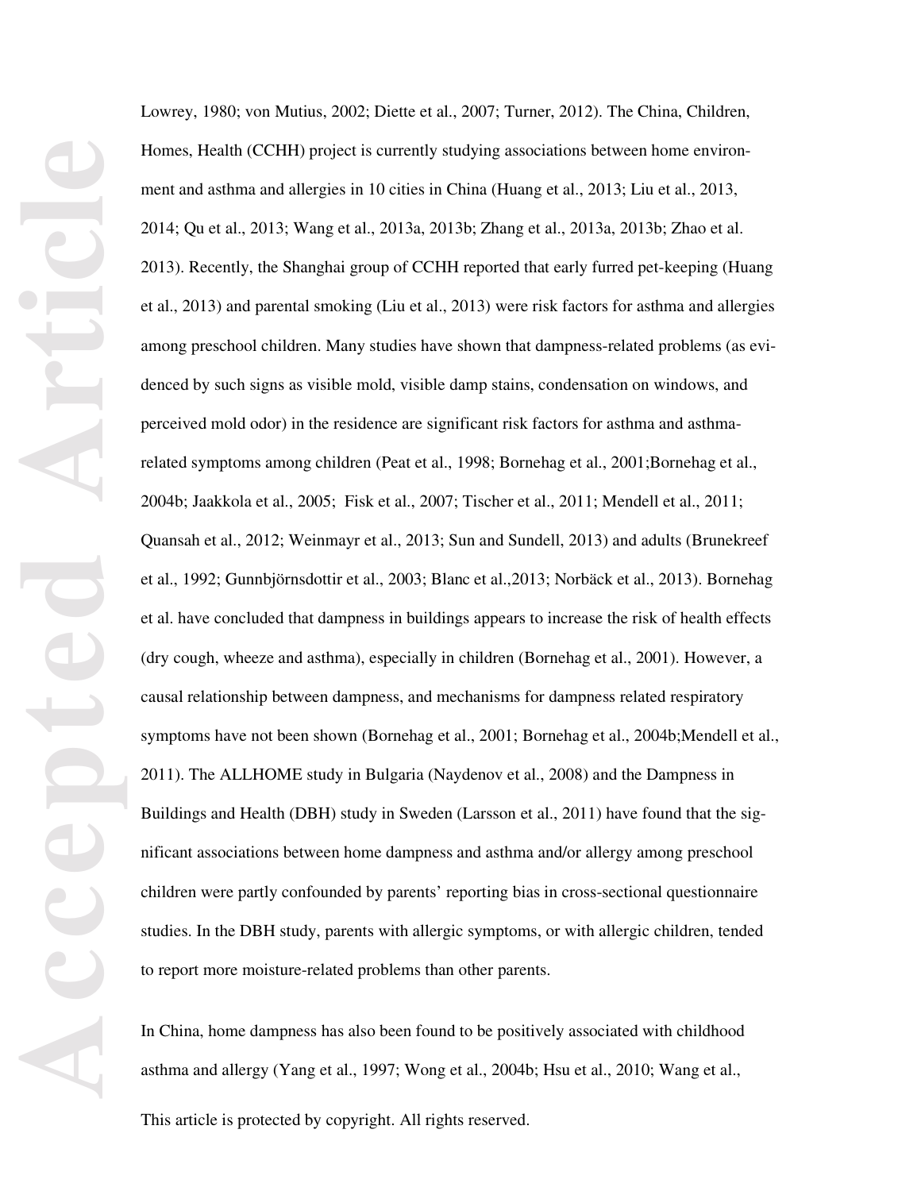Lowrey, 1980; von Mutius, 2002; Diette et al., 2007; Turner, 2012). The China, Children, Homes, Health (CCHH) project is currently studying associations between home environment and asthma and allergies in 10 cities in China (Huang et al., 2013; Liu et al., 2013, 2014; Qu et al., 2013; Wang et al., 2013a, 2013b; Zhang et al., 2013a, 2013b; Zhao et al. 2013). Recently, the Shanghai group of CCHH reported that early furred pet-keeping (Huang et al., 2013) and parental smoking (Liu et al., 2013) were risk factors for asthma and allergies among preschool children. Many studies have shown that dampness-related problems (as evidenced by such signs as visible mold, visible damp stains, condensation on windows, and perceived mold odor) in the residence are significant risk factors for asthma and asthma-related symptoms among children (Peat et al., 1998; Bornehag et al., 2001;Bornehag et al., 2004b; Jaakkola et al., 2005; Fisk et al., 2007; Tischer et al., 2011; Mendell et al., 2011; Quansah et al., 2012; Weinmayr et al., 2013; Sun and Sundell, 2013) and adults (Brunekreef et al., 1992; Gunnbjörnsdottir et al., 2003; Blanc et al.,2013; Norbäck et al., 2013). Bornehag et al. have concluded that dampness in buildings appears to increase the risk of health effects (dry cough, wheeze and asthma), especially in children (Bornehag et al., 2001). However, a causal relationship between dampness, and mechanisms for dampness related respiratory symptoms have not been shown (Bornehag et al., 2001; Bornehag et al., 2004b;Mendell et al., 2011). The ALLHOME study in Bulgaria (Naydenov et al., 2008) and the Dampness in Buildings and Health (DBH) study in Sweden (Larsson et al., 2011) have found that the significant associations between home dampness and asthma and/or allergy among preschool children were partly confounded by parents' reporting bias in cross-sectional questionnaire studies. In the DBH study, parents with allergic symptoms, or with allergic children, tended to report more moisture-related problems than other parents.

In China, home dampness has also been found to be positively associated with childhood asthma and allergy (Yang et al., 1997; Wong et al., 2004b; Hsu et al., 2010; Wang et al.,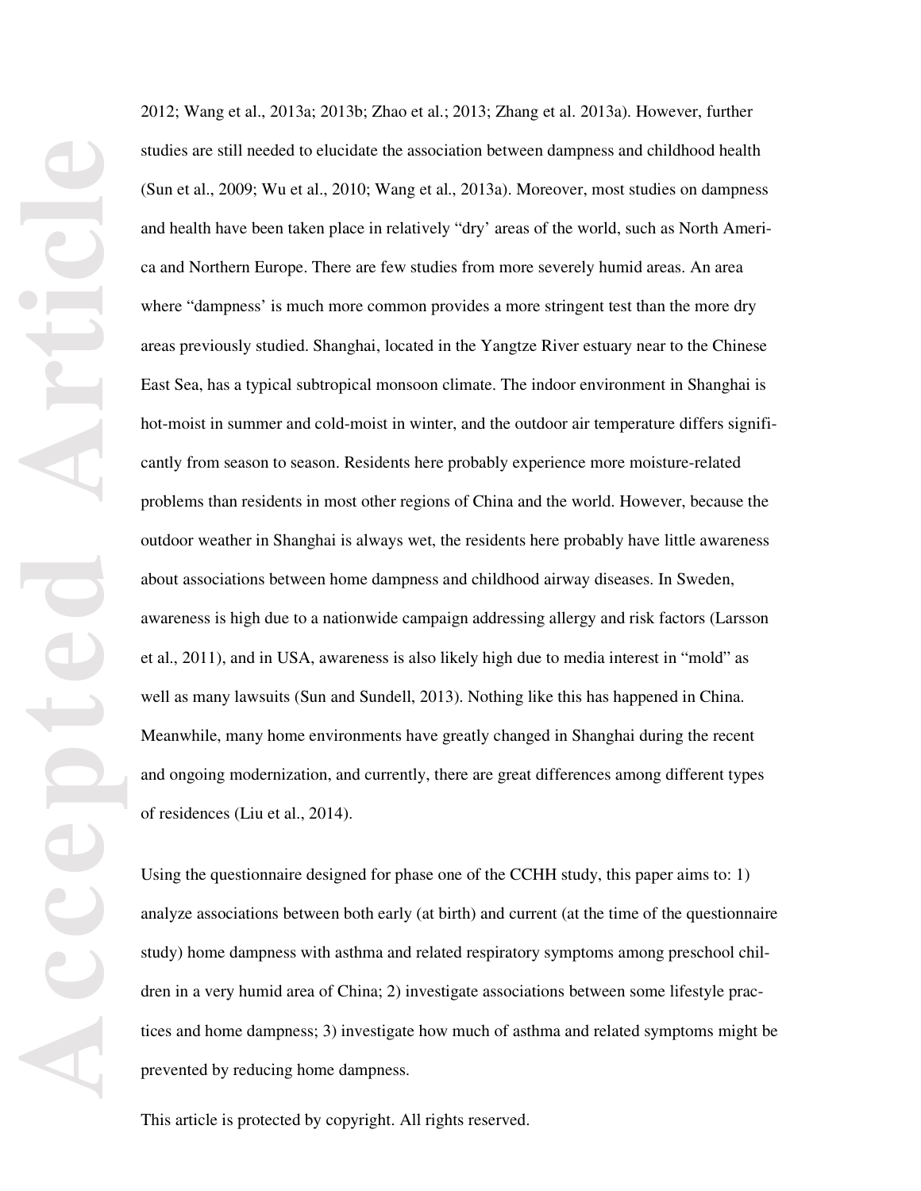2012; Wang et al., 2013a; 2013b; Zhao et al.; 2013; Zhang et al. 2013a). However, further studies are still needed to elucidate the association between dampness and childhood health (Sun et al., 2009; Wu et al., 2010; Wang et al., 2013a). Moreover, most studies on dampness and health have been taken place in relatively "dry' areas of the world, such as North America and Northern Europe. There are few studies from more severely humid areas. An area where "dampness' is much more common provides a more stringent test than the more dry areas previously studied. Shanghai, located in the Yangtze River estuary near to the Chinese East Sea, has a typical subtropical monsoon climate. The indoor environment in Shanghai is hot-moist in summer and cold-moist in winter, and the outdoor air temperature differs significantly from season to season. Residents here probably experience more moisture-related problems than residents in most other regions of China and the world. However, because the outdoor weather in Shanghai is always wet, the residents here probably have little awareness about associations between home dampness and childhood airway diseases. In Sweden, awareness is high due to a nationwide campaign addressing allergy and risk factors (Larsson et al., 2011), and in USA, awareness is also likely high due to media interest in "mold" as well as many lawsuits (Sun and Sundell, 2013). Nothing like this has happened in China. Meanwhile, many home environments have greatly changed in Shanghai during the recent and ongoing modernization, and currently, there are great differences among different types of residences (Liu et al., 2014).

Using the questionnaire designed for phase one of the CCHH study, this paper aims to: 1) analyze associations between both early (at birth) and current (at the time of the questionnaire study) home dampness with asthma and related respiratory symptoms among preschool children in a very humid area of China; 2) investigate associations between some lifestyle practices and home dampness; 3) investigate how much of asthma and related symptoms might be prevented by reducing home dampness.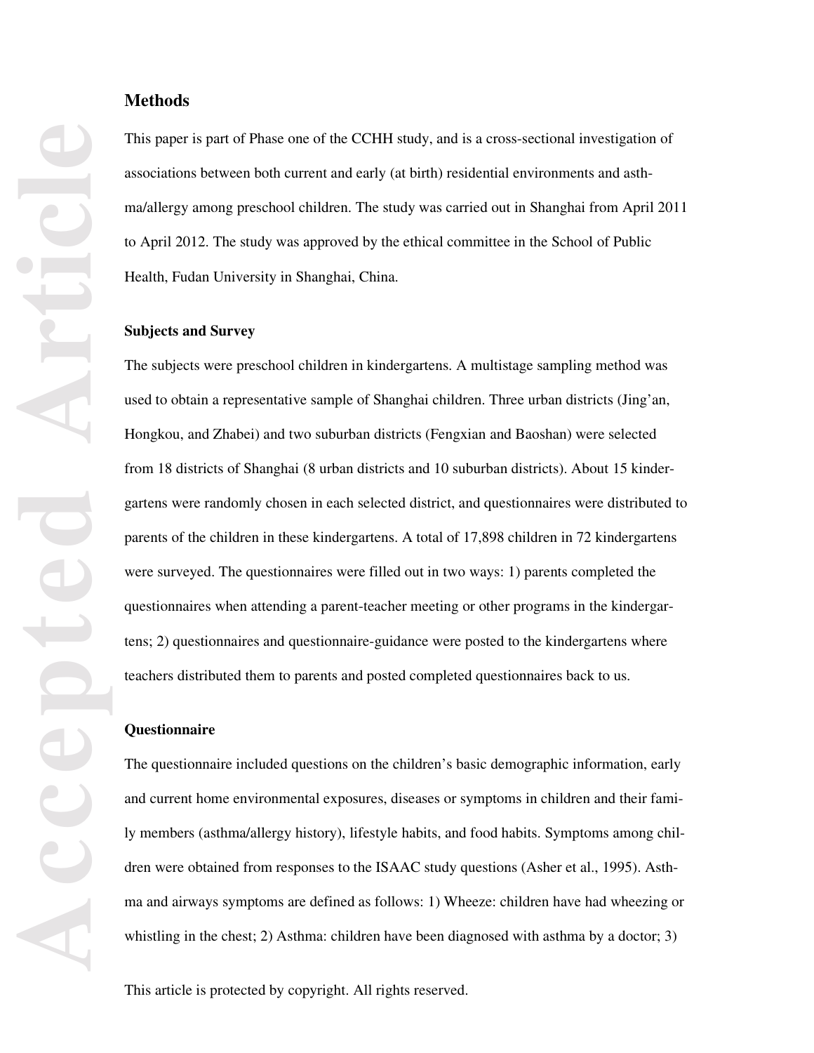## Methods

This paper is part of Phase one of the CCHH study, and is a cross-sectional investigation of associations between both current and early (at birth) residential environments and asthma/allergy among preschool children. The study was carried out in Shanghai from April 2011 to April 2012. The study was approved by the ethical committee in the School of Public Health, Fudan University in Shanghai, China.

### Subjects and Survey

The subjects were preschool children in kindergartens. A multistage sampling method was used to obtain a representative sample of Shanghai children. Three urban districts (Jing'an, Hongkou, and Zhabei) and two suburban districts (Fengxian and Baoshan) were selected from 18 districts of Shanghai (8 urban districts and 10 suburban districts). About 15 kindergartens were randomly chosen in each selected district, and questionnaires were distributed to parents of the children in these kindergartens. A total of 17,898 children in 72 kindergartens were surveyed. The questionnaires were filled out in two ways: 1) parents completed the questionnaires when attending a parent-teacher meeting or other programs in the kindergartens; 2) questionnaires and questionnaire-guidance were posted to the kindergartens where teachers distributed them to parents and posted completed questionnaires back to us.

### Questionnaire

The questionnaire included questions on the children's basic demographic information, early and current home environmental exposures, diseases or symptoms in children and their family members (asthma/allergy history), lifestyle habits, and food habits. Symptoms among children were obtained from responses to the ISAAC study questions (Asher et al., 1995). Asthma and airways symptoms are defined as follows: 1) Wheeze: children have had wheezing or whistling in the chest; 2) Asthma: children have been diagnosed with asthma by a doctor; 3)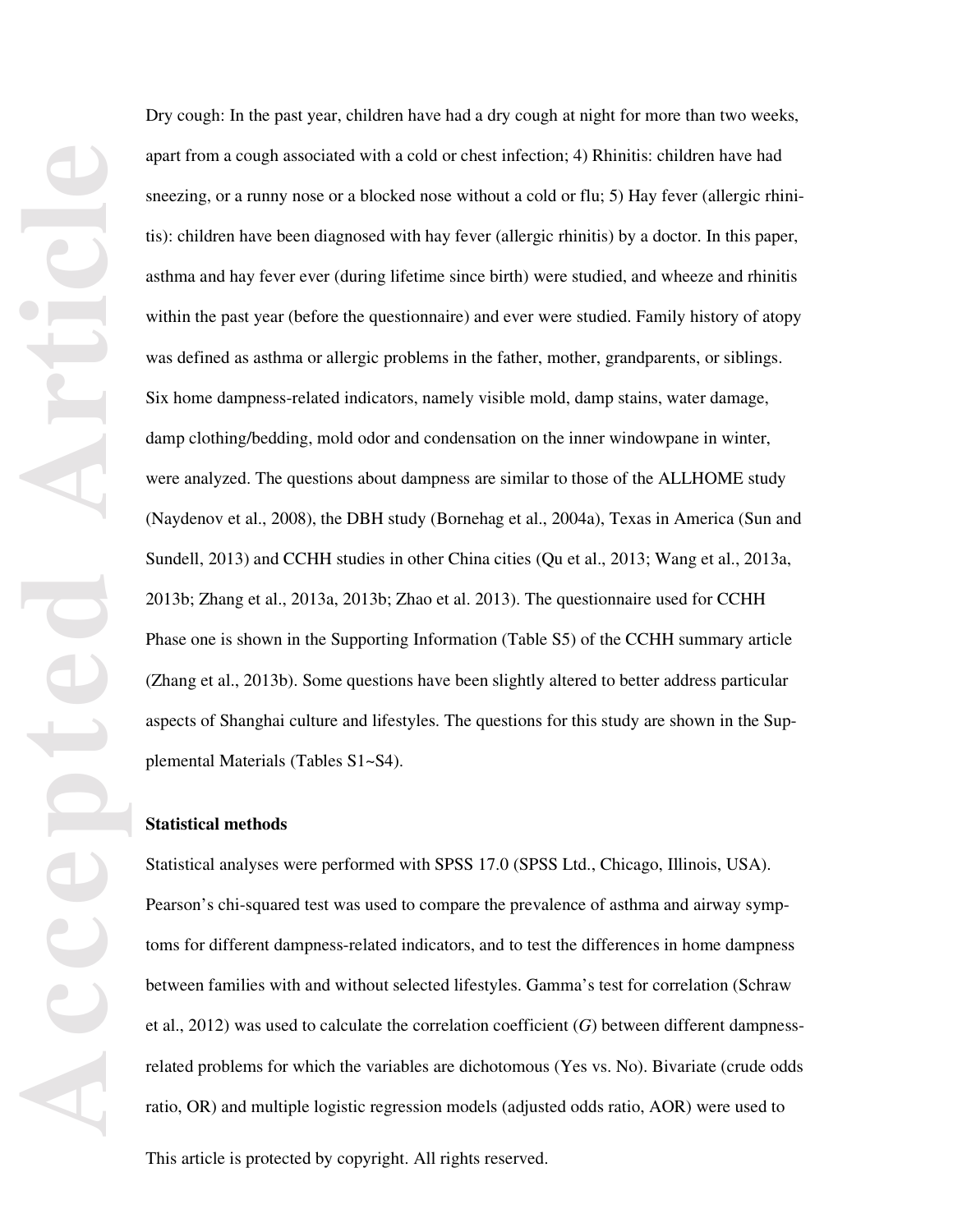Dry cough: In the past year, children have had a dry cough at night for more than two weeks, apart from a cough associated with a cold or chest infection; 4) Rhinitis: children have had sneezing, or a runny nose or a blocked nose without a cold or flu; 5) Hay fever (allergic rhinitis): children have been diagnosed with hay fever (allergic rhinitis) by a doctor. In this paper, asthma and hay fever ever (during lifetime since birth) were studied, and wheeze and rhinitis within the past year (before the questionnaire) and ever were studied. Family history of atopy was defined as asthma or allergic problems in the father, mother, grandparents, or siblings. Six home dampness-related indicators, namely visible mold, damp stains, water damage, damp clothing/bedding, mold odor and condensation on the inner windowpane in winter, were analyzed. The questions about dampness are similar to those of the ALLHOME study (Naydenov et al., 2008), the DBH study (Bornehag et al., 2004a), Texas in America (Sun and Sundell, 2013) and CCHH studies in other China cities (Qu et al., 2013; Wang et al., 2013a, 2013b; Zhang et al., 2013a, 2013b; Zhao et al. 2013). The questionnaire used for CCHH Phase one is shown in the Supporting Information (Table S5) of the CCHH summary article (Zhang et al., 2013b). Some questions have been slightly altered to better address particular aspects of Shanghai culture and lifestyles. The questions for this study are shown in the Supplemental Materials (Tables S1~S4).

**Statistical methods**

Statistical analyses were performed with SPSS 17.0 (SPSS Ltd., Chicago, Illinois, USA). Pearson's chi-squared test was used to compare the prevalence of asthma and airway symptoms for different dampness-related indicators, and to test the differences in home dampness between families with and without selected lifestyles. Gamma's test for correlation (Schraw et al., 2012) was used to calculate the correlation coefficient ($G$) between different dampness-related problems for which the variables are dichotomous (Yes vs. No). Bivariate (crude odds ratio, OR) and multiple logistic regression models (adjusted odds ratio, AOR) were used to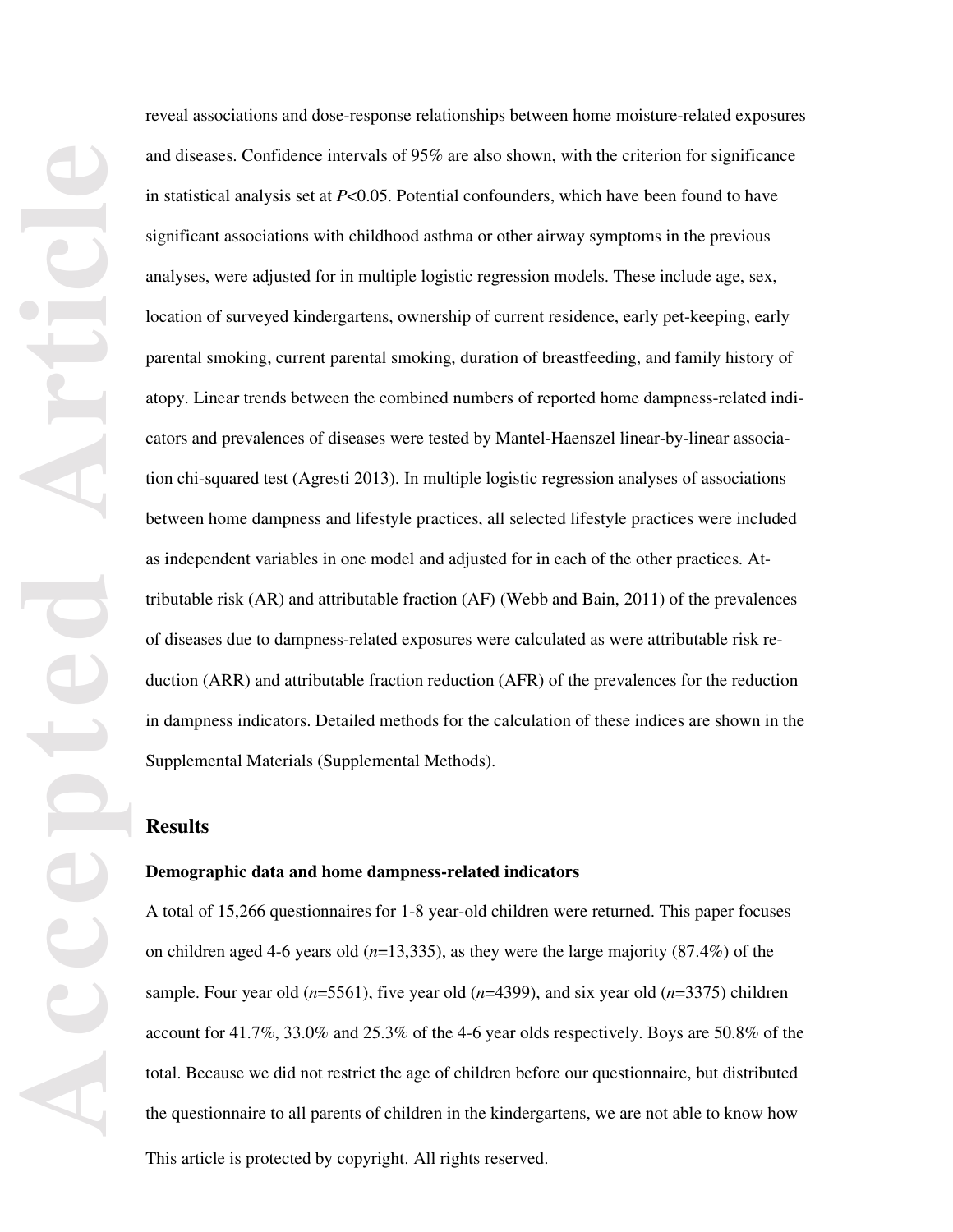reveal associations and dose-response relationships between home moisture-related exposures and diseases. Confidence intervals of 95% are also shown, with the criterion for significance in statistical analysis set at $P<0.05$. Potential confounders, which have been found to have significant associations with childhood asthma or other airway symptoms in the previous analyses, were adjusted for in multiple logistic regression models. These include age, sex, location of surveyed kindergartens, ownership of current residence, early pet-keeping, early parental smoking, current parental smoking, duration of breastfeeding, and family history of atopy. Linear trends between the combined numbers of reported home dampness-related indicators and prevalences of diseases were tested by Mantel-Haenszel linear-by-linear association chi-squared test (Agresti 2013). In multiple logistic regression analyses of associations between home dampness and lifestyle practices, all selected lifestyle practices were included as independent variables in one model and adjusted for in each of the other practices. Attributable risk (AR) and attributable fraction (AF) (Webb and Bain, 2011) of the prevalences of diseases due to dampness-related exposures were calculated as were attributable risk reduction (ARR) and attributable fraction reduction (AFR) of the prevalences for the reduction in dampness indicators. Detailed methods for the calculation of these indices are shown in the Supplemental Materials (Supplemental Methods).

## Results

### Demographic data and home dampness-related indicators

A total of 15,266 questionnaires for 1-8 year-old children were returned. This paper focuses on children aged 4-6 years old ($n$=13,335), as they were the large majority (87.4%) of the sample. Four year old ($n$=5561), five year old ($n$=4399), and six year old ($n$=3375) children account for 41.7%, 33.0% and 25.3% of the 4-6 year olds respectively. Boys are 50.8% of the total. Because we did not restrict the age of children before our questionnaire, but distributed the questionnaire to all parents of children in the kindergartens, we are not able to know how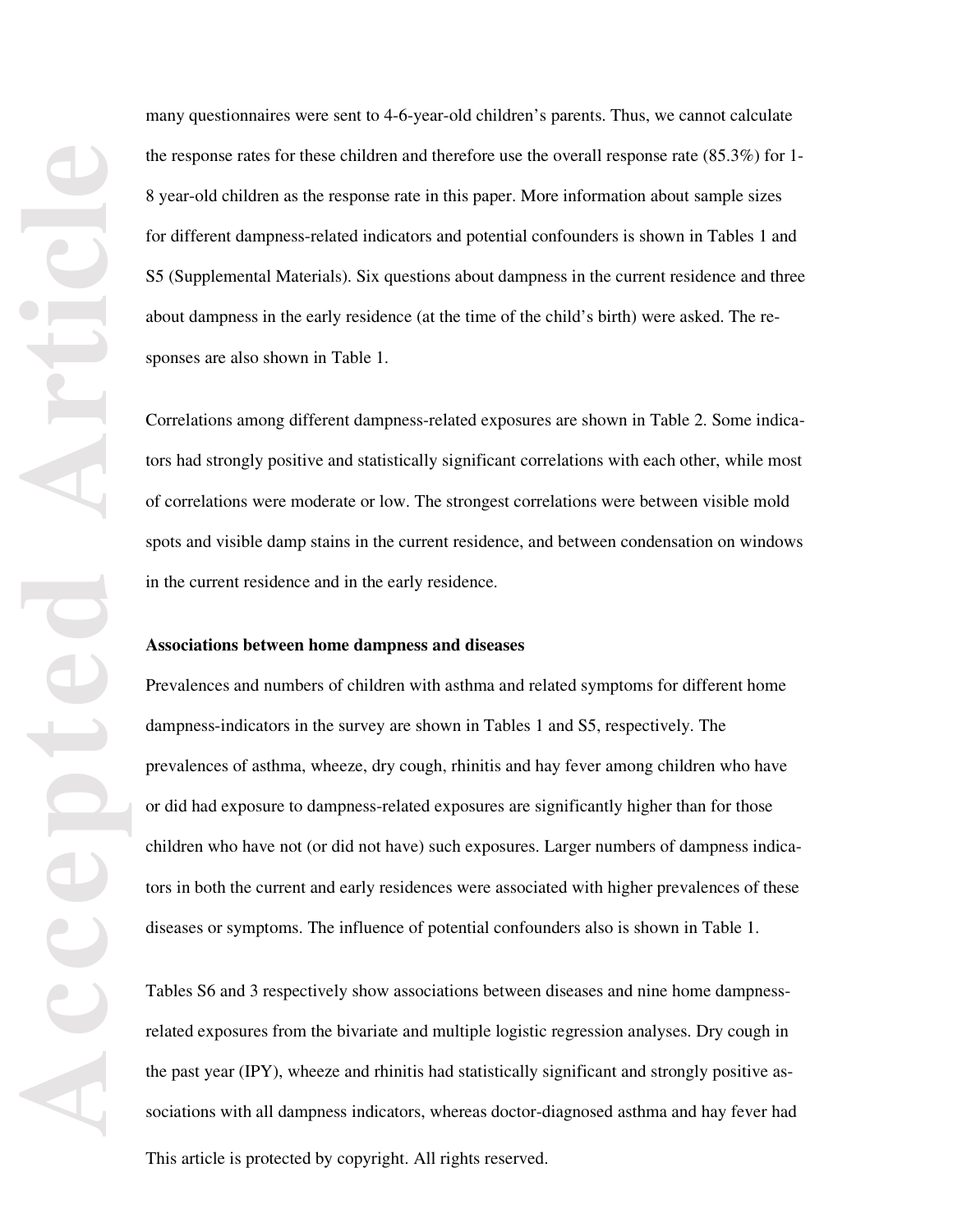many questionnaires were sent to 4-6-year-old children's parents. Thus, we cannot calculate the response rates for these children and therefore use the overall response rate (85.3%) for 1-8 year-old children as the response rate in this paper. More information about sample sizes for different dampness-related indicators and potential confounders is shown in Tables 1 and S5 (Supplemental Materials). Six questions about dampness in the current residence and three about dampness in the early residence (at the time of the child's birth) were asked. The responses are also shown in Table 1.

Correlations among different dampness-related exposures are shown in Table 2. Some indicators had strongly positive and statistically significant correlations with each other, while most of correlations were moderate or low. The strongest correlations were between visible mold spots and visible damp stains in the current residence, and between condensation on windows in the current residence and in the early residence.

**Associations between home dampness and diseases**

Prevalences and numbers of children with asthma and related symptoms for different home dampness-indicators in the survey are shown in Tables 1 and S5, respectively. The prevalences of asthma, wheeze, dry cough, rhinitis and hay fever among children who have or did had exposure to dampness-related exposures are significantly higher than for those children who have not (or did not have) such exposures. Larger numbers of dampness indicators in both the current and early residences were associated with higher prevalences of these diseases or symptoms. The influence of potential confounders also is shown in Table 1.

Tables S6 and 3 respectively show associations between diseases and nine home dampness-related exposures from the bivariate and multiple logistic regression analyses. Dry cough in the past year (IPY), wheeze and rhinitis had statistically significant and strongly positive associations with all dampness indicators, whereas doctor-diagnosed asthma and hay fever had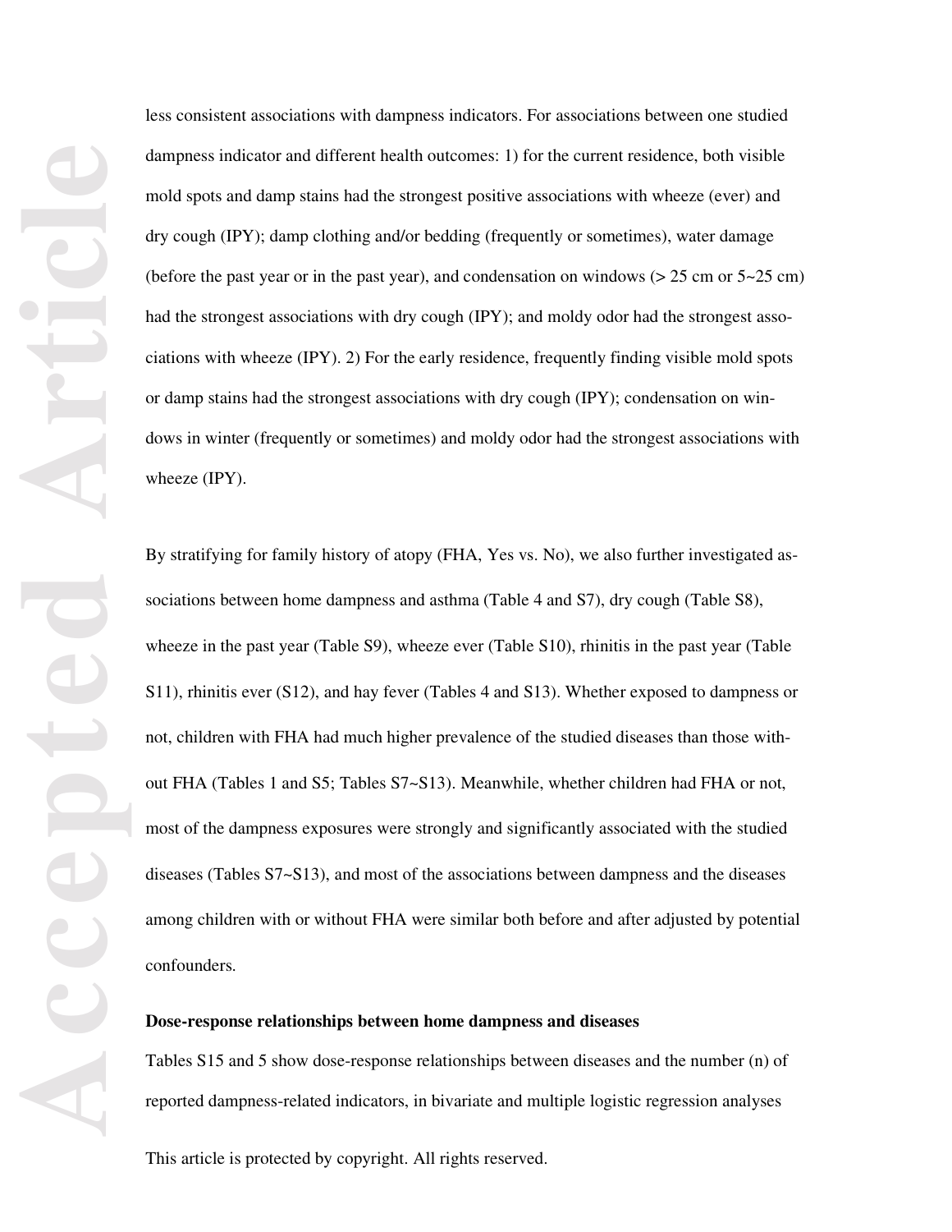less consistent associations with dampness indicators. For associations between one studied dampness indicator and different health outcomes: 1) for the current residence, both visible mold spots and damp stains had the strongest positive associations with wheeze (ever) and dry cough (IPY); damp clothing and/or bedding (frequently or sometimes), water damage (before the past year or in the past year), and condensation on windows (> 25 cm or 5~25 cm) had the strongest associations with dry cough (IPY); and moldy odor had the strongest associations with wheeze (IPY). 2) For the early residence, frequently finding visible mold spots or damp stains had the strongest associations with dry cough (IPY); condensation on windows in winter (frequently or sometimes) and moldy odor had the strongest associations with wheeze (IPY).

By stratifying for family history of atopy (FHA, Yes vs. No), we also further investigated associations between home dampness and asthma (Table 4 and S7), dry cough (Table S8), wheeze in the past year (Table S9), wheeze ever (Table S10), rhinitis in the past year (Table S11), rhinitis ever (S12), and hay fever (Tables 4 and S13). Whether exposed to dampness or not, children with FHA had much higher prevalence of the studied diseases than those without FHA (Tables 1 and S5; Tables S7~S13). Meanwhile, whether children had FHA or not, most of the dampness exposures were strongly and significantly associated with the studied diseases (Tables S7~S13), and most of the associations between dampness and the diseases among children with or without FHA were similar both before and after adjusted by potential confounders.

**Dose-response relationships between home dampness and diseases**

Tables S15 and 5 show dose-response relationships between diseases and the number (n) of reported dampness-related indicators, in bivariate and multiple logistic regression analyses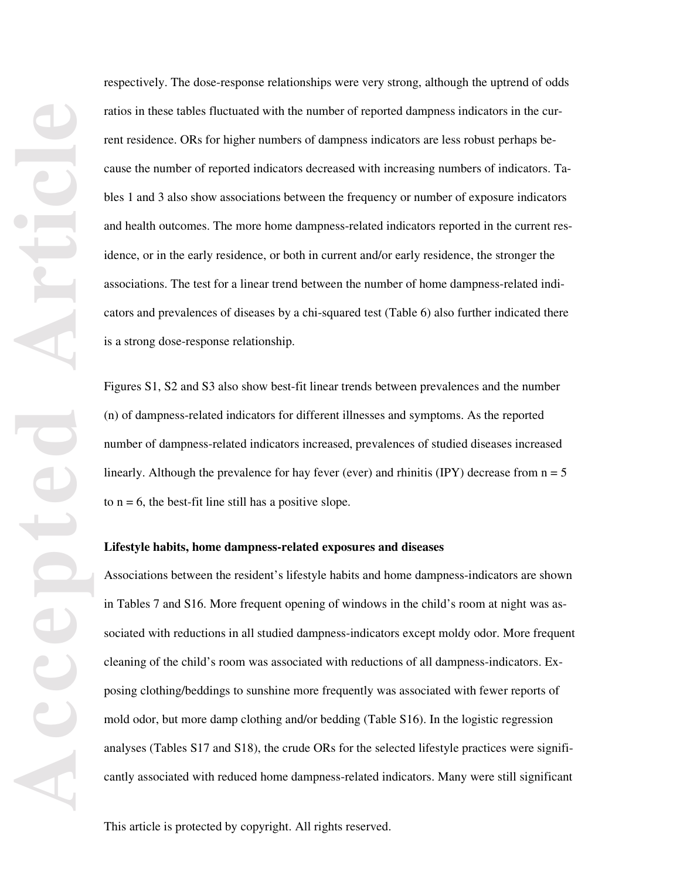respectively. The dose-response relationships were very strong, although the uptrend of odds ratios in these tables fluctuated with the number of reported dampness indicators in the current residence. ORs for higher numbers of dampness indicators are less robust perhaps because the number of reported indicators decreased with increasing numbers of indicators. Tables 1 and 3 also show associations between the frequency or number of exposure indicators and health outcomes. The more home dampness-related indicators reported in the current residence, or in the early residence, or both in current and/or early residence, the stronger the associations. The test for a linear trend between the number of home dampness-related indicators and prevalences of diseases by a chi-squared test (Table 6) also further indicated there is a strong dose-response relationship.

Figures S1, S2 and S3 also show best-fit linear trends between prevalences and the number (n) of dampness-related indicators for different illnesses and symptoms. As the reported number of dampness-related indicators increased, prevalences of studied diseases increased linearly. Although the prevalence for hay fever (ever) and rhinitis (IPY) decrease from n = 5 to n = 6, the best-fit line still has a positive slope.

**Lifestyle habits, home dampness-related exposures and diseases**

Associations between the resident's lifestyle habits and home dampness-indicators are shown in Tables 7 and S16. More frequent opening of windows in the child's room at night was associated with reductions in all studied dampness-indicators except moldy odor. More frequent cleaning of the child's room was associated with reductions of all dampness-indicators. Exposing clothing/beddings to sunshine more frequently was associated with fewer reports of mold odor, but more damp clothing and/or bedding (Table S16). In the logistic regression analyses (Tables S17 and S18), the crude ORs for the selected lifestyle practices were significantly associated with reduced home dampness-related indicators. Many were still significant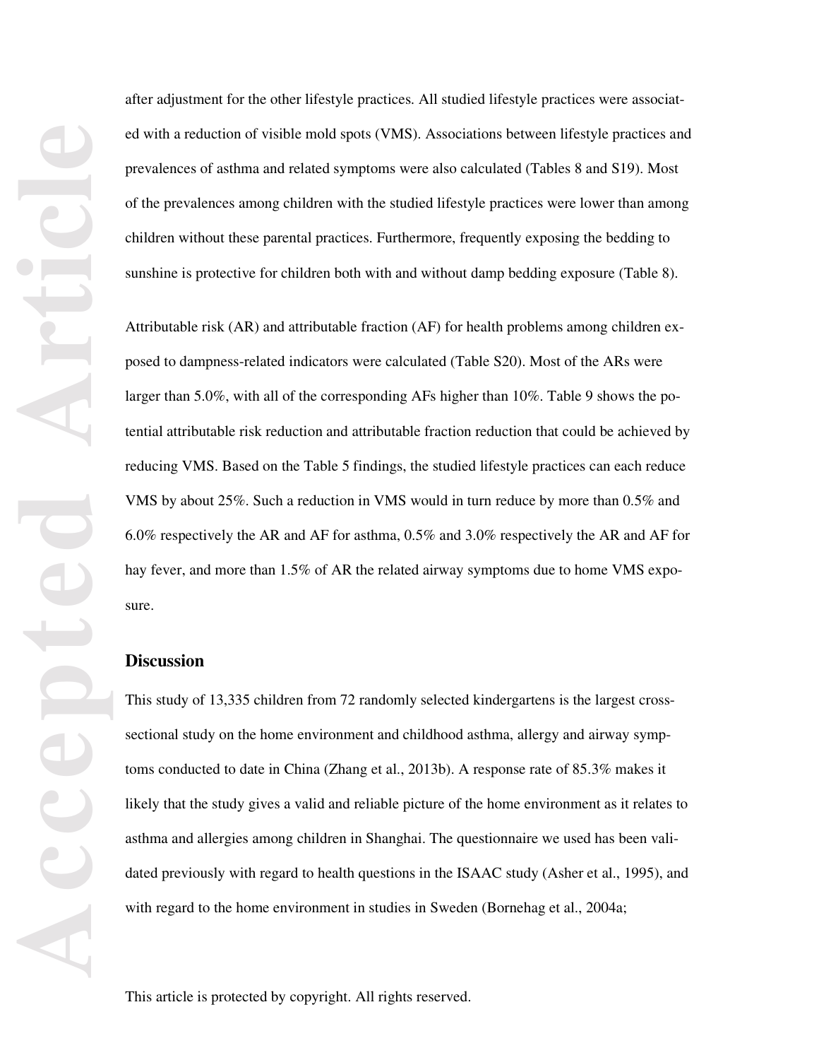after adjustment for the other lifestyle practices. All studied lifestyle practices were associated with a reduction of visible mold spots (VMS). Associations between lifestyle practices and prevalences of asthma and related symptoms were also calculated (Tables 8 and S19). Most of the prevalences among children with the studied lifestyle practices were lower than among children without these parental practices. Furthermore, frequently exposing the bedding to sunshine is protective for children both with and without damp bedding exposure (Table 8).

Attributable risk (AR) and attributable fraction (AF) for health problems among children exposed to dampness-related indicators were calculated (Table S20). Most of the ARs were larger than 5.0%, with all of the corresponding AFs higher than 10%. Table 9 shows the potential attributable risk reduction and attributable fraction reduction that could be achieved by reducing VMS. Based on the Table 5 findings, the studied lifestyle practices can each reduce VMS by about 25%. Such a reduction in VMS would in turn reduce by more than 0.5% and 6.0% respectively the AR and AF for asthma, 0.5% and 3.0% respectively the AR and AF for hay fever, and more than 1.5% of AR the related airway symptoms due to home VMS exposure.

## Discussion

This study of 13,335 children from 72 randomly selected kindergartens is the largest cross-sectional study on the home environment and childhood asthma, allergy and airway symptoms conducted to date in China (Zhang et al., 2013b). A response rate of 85.3% makes it likely that the study gives a valid and reliable picture of the home environment as it relates to asthma and allergies among children in Shanghai. The questionnaire we used has been validated previously with regard to health questions in the ISAAC study (Asher et al., 1995), and with regard to the home environment in studies in Sweden (Bornehag et al., 2004a;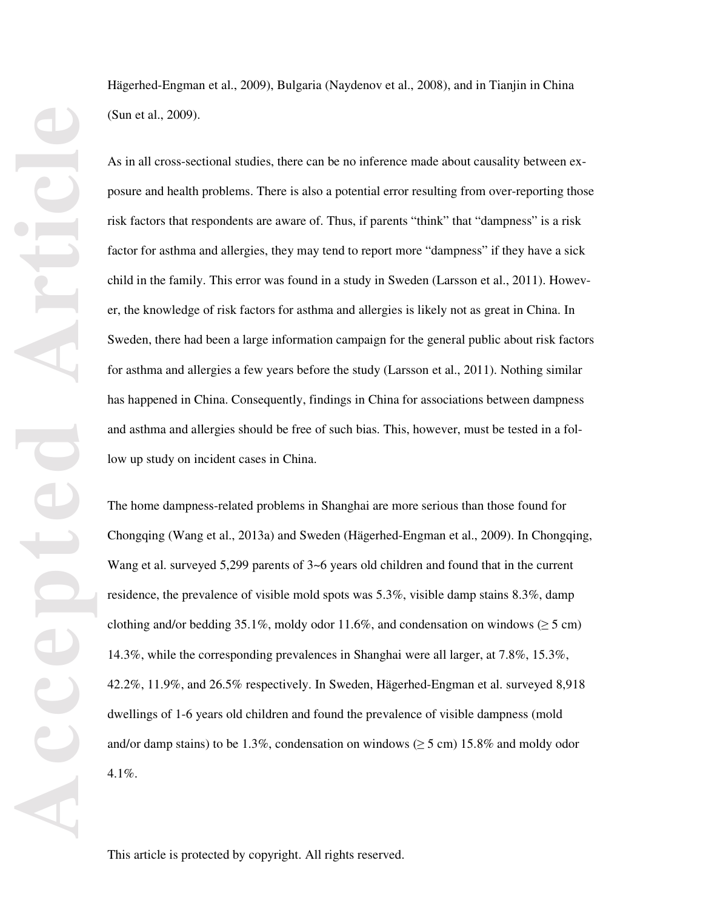Hägerhed-Engman et al., 2009), Bulgaria (Naydenov et al., 2008), and in Tianjin in China (Sun et al., 2009).

As in all cross-sectional studies, there can be no inference made about causality between exposure and health problems. There is also a potential error resulting from over-reporting those risk factors that respondents are aware of. Thus, if parents "think" that "dampness" is a risk factor for asthma and allergies, they may tend to report more "dampness" if they have a sick child in the family. This error was found in a study in Sweden (Larsson et al., 2011). However, the knowledge of risk factors for asthma and allergies is likely not as great in China. In Sweden, there had been a large information campaign for the general public about risk factors for asthma and allergies a few years before the study (Larsson et al., 2011). Nothing similar has happened in China. Consequently, findings in China for associations between dampness and asthma and allergies should be free of such bias. This, however, must be tested in a follow up study on incident cases in China.

The home dampness-related problems in Shanghai are more serious than those found for Chongqing (Wang et al., 2013a) and Sweden (Hägerhed-Engman et al., 2009). In Chongqing, Wang et al. surveyed 5,299 parents of 3~6 years old children and found that in the current residence, the prevalence of visible mold spots was 5.3%, visible damp stains 8.3%, damp clothing and/or bedding 35.1%, moldy odor 11.6%, and condensation on windows ($\geq$ 5 cm) 14.3%, while the corresponding prevalences in Shanghai were all larger, at 7.8%, 15.3%, 42.2%, 11.9%, and 26.5% respectively. In Sweden, Hägerhed-Engman et al. surveyed 8,918 dwellings of 1-6 years old children and found the prevalence of visible dampness (mold and/or damp stains) to be 1.3%, condensation on windows ($\geq$ 5 cm) 15.8% and moldy odor 4.1%.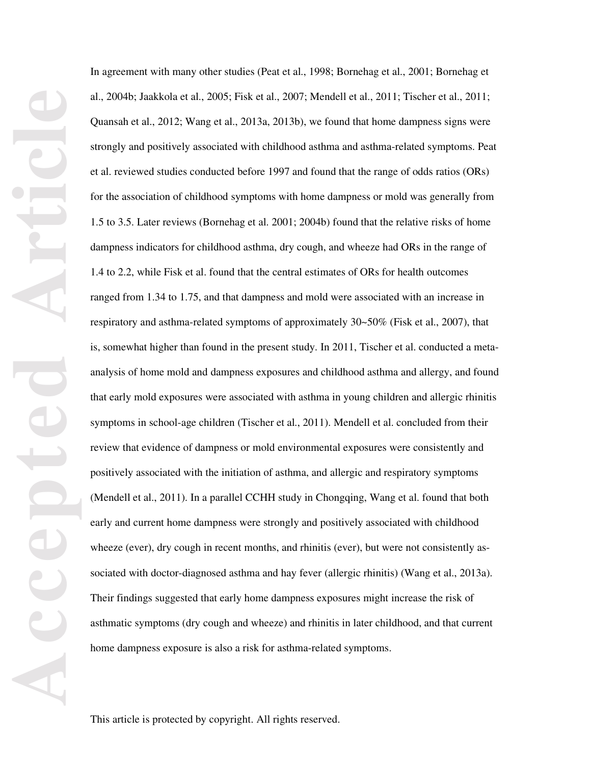In agreement with many other studies (Peat et al., 1998; Bornehag et al., 2001; Bornehag et al., 2004b; Jaakkola et al., 2005; Fisk et al., 2007; Mendell et al., 2011; Tischer et al., 2011; Quansah et al., 2012; Wang et al., 2013a, 2013b), we found that home dampness signs were strongly and positively associated with childhood asthma and asthma-related symptoms. Peat et al. reviewed studies conducted before 1997 and found that the range of odds ratios (ORs) for the association of childhood symptoms with home dampness or mold was generally from 1.5 to 3.5. Later reviews (Bornehag et al. 2001; 2004b) found that the relative risks of home dampness indicators for childhood asthma, dry cough, and wheeze had ORs in the range of 1.4 to 2.2, while Fisk et al. found that the central estimates of ORs for health outcomes ranged from 1.34 to 1.75, and that dampness and mold were associated with an increase in respiratory and asthma-related symptoms of approximately 30~50% (Fisk et al., 2007), that is, somewhat higher than found in the present study. In 2011, Tischer et al. conducted a meta-analysis of home mold and dampness exposures and childhood asthma and allergy, and found that early mold exposures were associated with asthma in young children and allergic rhinitis symptoms in school-age children (Tischer et al., 2011). Mendell et al. concluded from their review that evidence of dampness or mold environmental exposures were consistently and positively associated with the initiation of asthma, and allergic and respiratory symptoms (Mendell et al., 2011). In a parallel CCHH study in Chongqing, Wang et al. found that both early and current home dampness were strongly and positively associated with childhood wheeze (ever), dry cough in recent months, and rhinitis (ever), but were not consistently associated with doctor-diagnosed asthma and hay fever (allergic rhinitis) (Wang et al., 2013a). Their findings suggested that early home dampness exposures might increase the risk of asthmatic symptoms (dry cough and wheeze) and rhinitis in later childhood, and that current home dampness exposure is also a risk for asthma-related symptoms.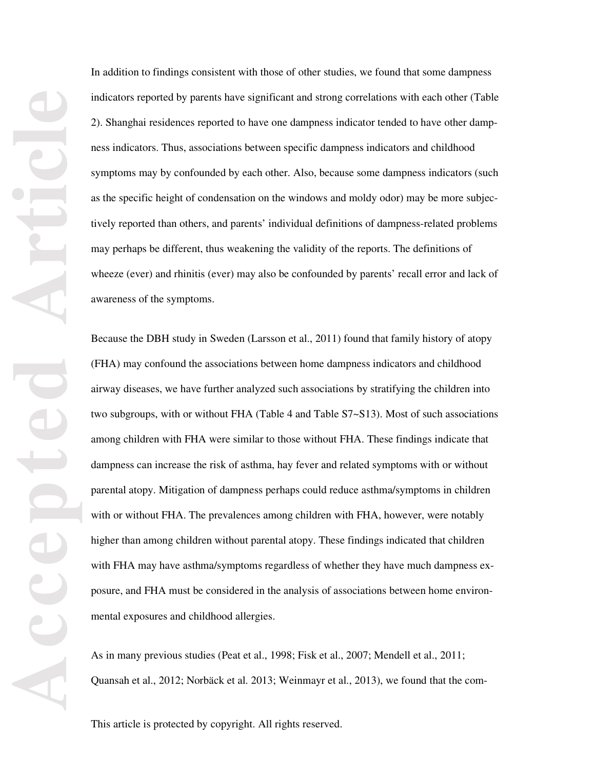In addition to findings consistent with those of other studies, we found that some dampness indicators reported by parents have significant and strong correlations with each other (Table 2). Shanghai residences reported to have one dampness indicator tended to have other dampness indicators. Thus, associations between specific dampness indicators and childhood symptoms may by confounded by each other. Also, because some dampness indicators (such as the specific height of condensation on the windows and moldy odor) may be more subjectively reported than others, and parents' individual definitions of dampness-related problems may perhaps be different, thus weakening the validity of the reports. The definitions of wheeze (ever) and rhinitis (ever) may also be confounded by parents' recall error and lack of awareness of the symptoms.

Because the DBH study in Sweden (Larsson et al., 2011) found that family history of atopy (FHA) may confound the associations between home dampness indicators and childhood airway diseases, we have further analyzed such associations by stratifying the children into two subgroups, with or without FHA (Table 4 and Table S7~S13). Most of such associations among children with FHA were similar to those without FHA. These findings indicate that dampness can increase the risk of asthma, hay fever and related symptoms with or without parental atopy. Mitigation of dampness perhaps could reduce asthma/symptoms in children with or without FHA. The prevalences among children with FHA, however, were notably higher than among children without parental atopy. These findings indicated that children with FHA may have asthma/symptoms regardless of whether they have much dampness exposure, and FHA must be considered in the analysis of associations between home environmental exposures and childhood allergies.

As in many previous studies (Peat et al., 1998; Fisk et al., 2007; Mendell et al., 2011; Quansah et al., 2012; Norbäck et al. 2013; Weinmayr et al., 2013), we found that the com-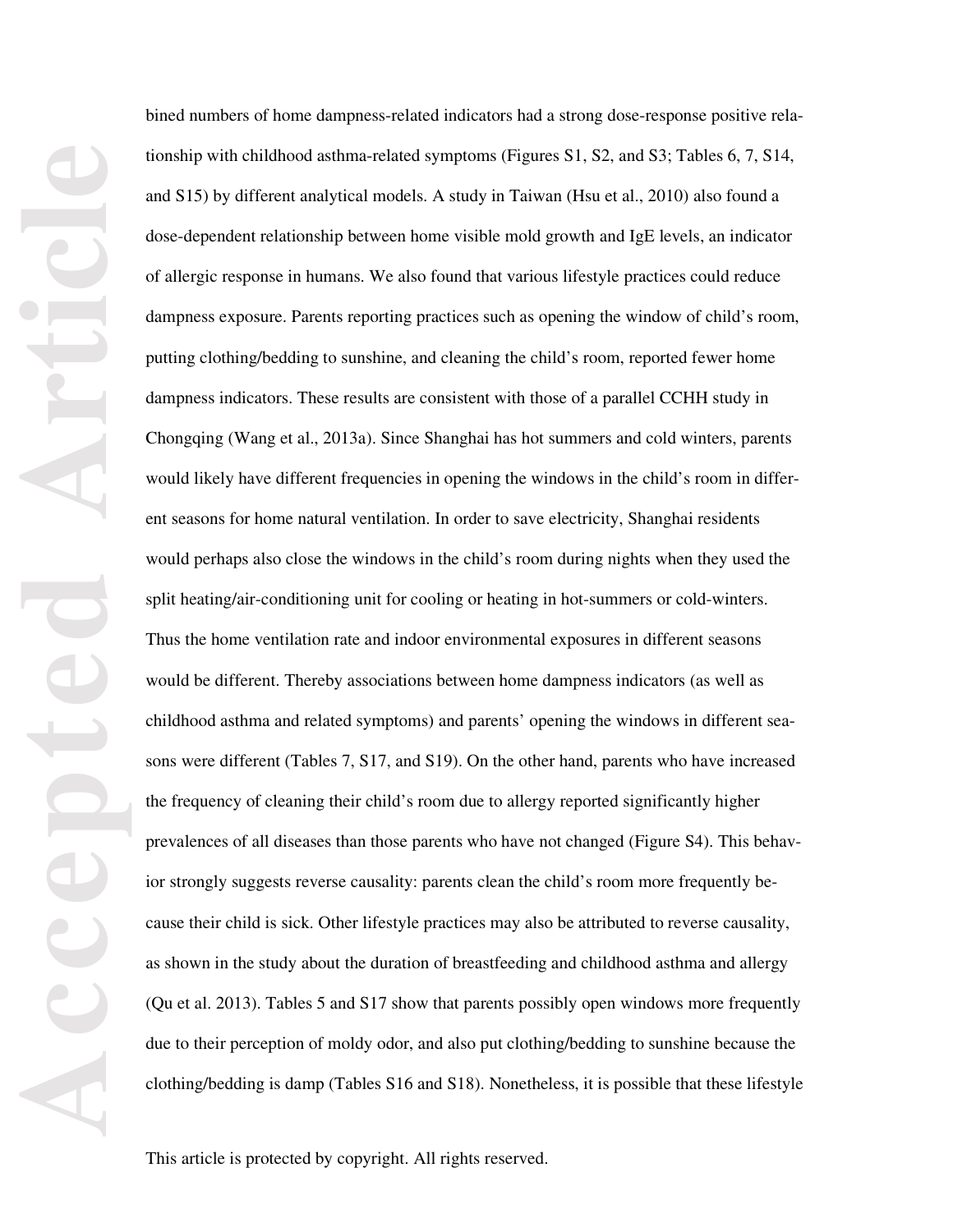bined numbers of home dampness-related indicators had a strong dose-response positive relationship with childhood asthma-related symptoms (Figures S1, S2, and S3; Tables 6, 7, S14, and S15) by different analytical models. A study in Taiwan (Hsu et al., 2010) also found a dose-dependent relationship between home visible mold growth and IgE levels, an indicator of allergic response in humans. We also found that various lifestyle practices could reduce dampness exposure. Parents reporting practices such as opening the window of child's room, putting clothing/bedding to sunshine, and cleaning the child's room, reported fewer home dampness indicators. These results are consistent with those of a parallel CCHH study in Chongqing (Wang et al., 2013a). Since Shanghai has hot summers and cold winters, parents would likely have different frequencies in opening the windows in the child's room in different seasons for home natural ventilation. In order to save electricity, Shanghai residents would perhaps also close the windows in the child's room during nights when they used the split heating/air-conditioning unit for cooling or heating in hot-summers or cold-winters. Thus the home ventilation rate and indoor environmental exposures in different seasons would be different. Thereby associations between home dampness indicators (as well as childhood asthma and related symptoms) and parents' opening the windows in different seasons were different (Tables 7, S17, and S19). On the other hand, parents who have increased the frequency of cleaning their child's room due to allergy reported significantly higher prevalences of all diseases than those parents who have not changed (Figure S4). This behavior strongly suggests reverse causality: parents clean the child's room more frequently because their child is sick. Other lifestyle practices may also be attributed to reverse causality, as shown in the study about the duration of breastfeeding and childhood asthma and allergy (Qu et al. 2013). Tables 5 and S17 show that parents possibly open windows more frequently due to their perception of moldy odor, and also put clothing/bedding to sunshine because the clothing/bedding is damp (Tables S16 and S18). Nonetheless, it is possible that these lifestyle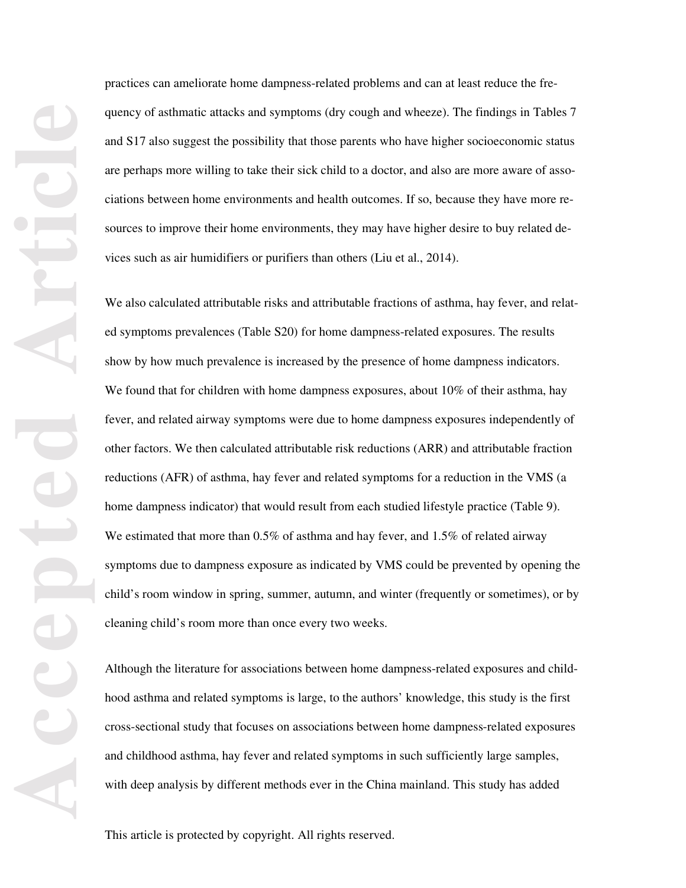practices can ameliorate home dampness-related problems and can at least reduce the frequency of asthmatic attacks and symptoms (dry cough and wheeze). The findings in Tables 7 and S17 also suggest the possibility that those parents who have higher socioeconomic status are perhaps more willing to take their sick child to a doctor, and also are more aware of associations between home environments and health outcomes. If so, because they have more resources to improve their home environments, they may have higher desire to buy related devices such as air humidifiers or purifiers than others (Liu et al., 2014).

We also calculated attributable risks and attributable fractions of asthma, hay fever, and related symptoms prevalences (Table S20) for home dampness-related exposures. The results show by how much prevalence is increased by the presence of home dampness indicators. We found that for children with home dampness exposures, about 10% of their asthma, hay fever, and related airway symptoms were due to home dampness exposures independently of other factors. We then calculated attributable risk reductions (ARR) and attributable fraction reductions (AFR) of asthma, hay fever and related symptoms for a reduction in the VMS (a home dampness indicator) that would result from each studied lifestyle practice (Table 9). We estimated that more than 0.5% of asthma and hay fever, and 1.5% of related airway symptoms due to dampness exposure as indicated by VMS could be prevented by opening the child's room window in spring, summer, autumn, and winter (frequently or sometimes), or by cleaning child's room more than once every two weeks.

Although the literature for associations between home dampness-related exposures and childhood asthma and related symptoms is large, to the authors' knowledge, this study is the first cross-sectional study that focuses on associations between home dampness-related exposures and childhood asthma, hay fever and related symptoms in such sufficiently large samples, with deep analysis by different methods ever in the China mainland. This study has added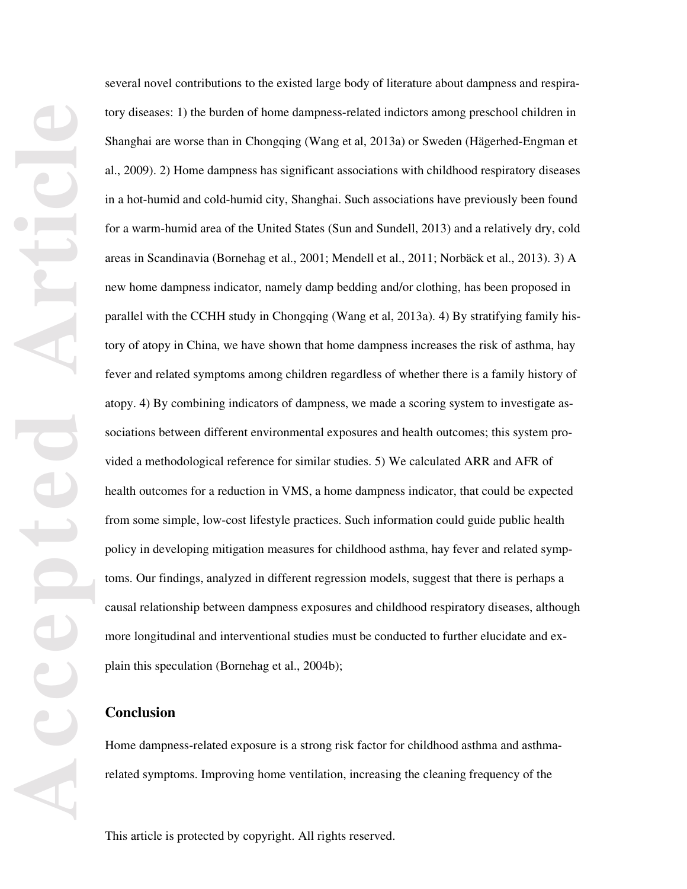several novel contributions to the existed large body of literature about dampness and respiratory diseases: 1) the burden of home dampness-related indictors among preschool children in Shanghai are worse than in Chongqing (Wang et al, 2013a) or Sweden (Hägerhed-Engman et al., 2009). 2) Home dampness has significant associations with childhood respiratory diseases in a hot-humid and cold-humid city, Shanghai. Such associations have previously been found for a warm-humid area of the United States (Sun and Sundell, 2013) and a relatively dry, cold areas in Scandinavia (Bornehag et al., 2001; Mendell et al., 2011; Norbäck et al., 2013). 3) A new home dampness indicator, namely damp bedding and/or clothing, has been proposed in parallel with the CCHH study in Chongqing (Wang et al, 2013a). 4) By stratifying family history of atopy in China, we have shown that home dampness increases the risk of asthma, hay fever and related symptoms among children regardless of whether there is a family history of atopy. 4) By combining indicators of dampness, we made a scoring system to investigate associations between different environmental exposures and health outcomes; this system provided a methodological reference for similar studies. 5) We calculated ARR and AFR of health outcomes for a reduction in VMS, a home dampness indicator, that could be expected from some simple, low-cost lifestyle practices. Such information could guide public health policy in developing mitigation measures for childhood asthma, hay fever and related symptoms. Our findings, analyzed in different regression models, suggest that there is perhaps a causal relationship between dampness exposures and childhood respiratory diseases, although more longitudinal and interventional studies must be conducted to further elucidate and explain this speculation (Bornehag et al., 2004b);

## Conclusion

Home dampness-related exposure is a strong risk factor for childhood asthma and asthma-related symptoms. Improving home ventilation, increasing the cleaning frequency of the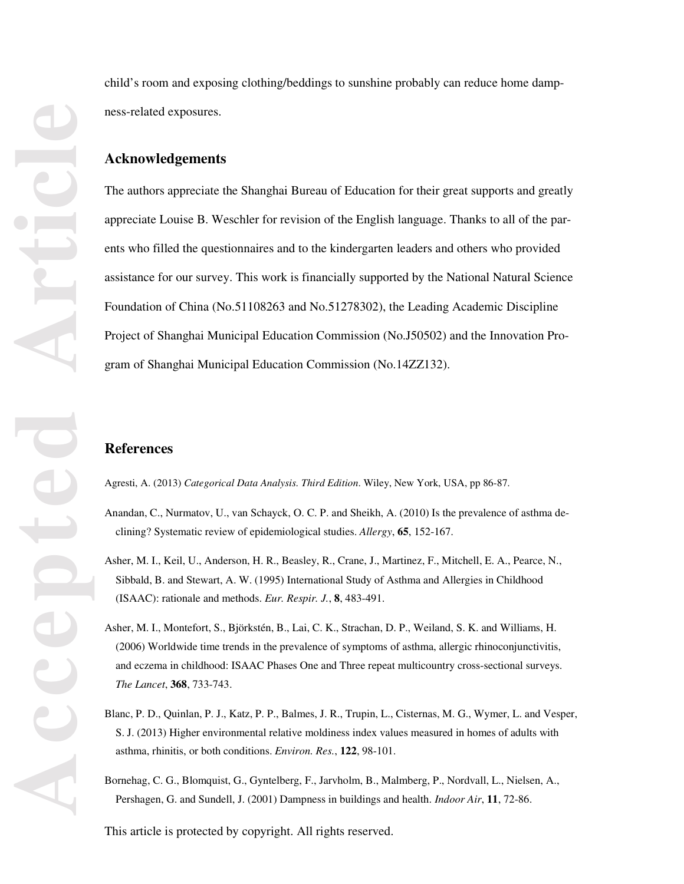child's room and exposing clothing/beddings to sunshine probably can reduce home dampness-related exposures.

## Acknowledgements

The authors appreciate the Shanghai Bureau of Education for their great supports and greatly appreciate Louise B. Weschler for revision of the English language. Thanks to all of the parents who filled the questionnaires and to the kindergarten leaders and others who provided assistance for our survey. This work is financially supported by the National Natural Science Foundation of China (No.51108263 and No.51278302), the Leading Academic Discipline Project of Shanghai Municipal Education Commission (No.J50502) and the Innovation Program of Shanghai Municipal Education Commission (No.14ZZ132).

## References

Agresti, A. (2013) *Categorical Data Analysis. Third Edition*. Wiley, New York, USA, pp 86-87.

Anandan, C., Nurmatov, U., van Schayck, O. C. P. and Sheikh, A. (2010) Is the prevalence of asthma declining? Systematic review of epidemiological studies. *Allergy*, **65**, 152-167.

Asher, M. I., Keil, U., Anderson, H. R., Beasley, R., Crane, J., Martinez, F., Mitchell, E. A., Pearce, N., Sibbald, B. and Stewart, A. W. (1995) International Study of Asthma and Allergies in Childhood (ISAAC): rationale and methods. *Eur. Respir. J.*, **8**, 483-491.

Asher, M. I., Montefort, S., Björkstén, B., Lai, C. K., Strachan, D. P., Weiland, S. K. and Williams, H. (2006) Worldwide time trends in the prevalence of symptoms of asthma, allergic rhinoconjunctivitis, and eczema in childhood: ISAAC Phases One and Three repeat multicountry cross-sectional surveys. *The Lancet*, **368**, 733-743.

Blanc, P. D., Quinlan, P. J., Katz, P. P., Balmes, J. R., Trupin, L., Cisternas, M. G., Wymer, L. and Vesper, S. J. (2013) Higher environmental relative moldiness index values measured in homes of adults with asthma, rhinitis, or both conditions. *Environ. Res.*, **122**, 98-101.

Bornehag, C. G., Blomquist, G., Gyntelberg, F., Jarvholm, B., Malmberg, P., Nordvall, L., Nielsen, A., Pershagen, G. and Sundell, J. (2001) Dampness in buildings and health. *Indoor Air*, **11**, 72-86.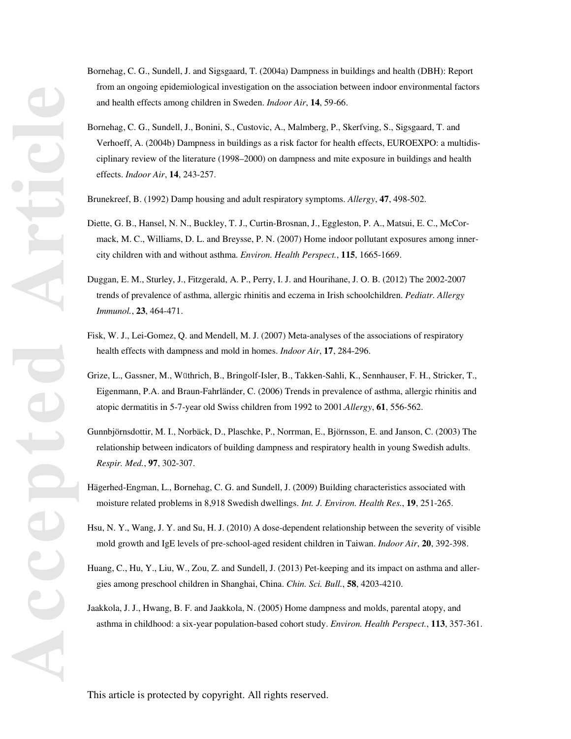Bornehag, C. G., Sundell, J. and Sigsgaard, T. (2004a) Dampness in buildings and health (DBH): Report from an ongoing epidemiological investigation on the association between indoor environmental factors and health effects among children in Sweden. *Indoor Air*, **14**, 59-66.

Bornehag, C. G., Sundell, J., Bonini, S., Custovic, A., Malmberg, P., Skerfving, S., Sigsgaard, T. and Verhoeff, A. (2004b) Dampness in buildings as a risk factor for health effects, EUROEXPO: a multidisciplinary review of the literature (1998–2000) on dampness and mite exposure in buildings and health effects. *Indoor Air*, **14**, 243-257.

Brunekreef, B. (1992) Damp housing and adult respiratory symptoms. *Allergy*, **47**, 498-502.

Diette, G. B., Hansel, N. N., Buckley, T. J., Curtin-Brosnan, J., Eggleston, P. A., Matsui, E. C., McCormack, M. C., Williams, D. L. and Breysse, P. N. (2007) Home indoor pollutant exposures among inner-city children with and without asthma. *Environ. Health Perspect.*, **115**, 1665-1669.

Duggan, E. M., Sturley, J., Fitzgerald, A. P., Perry, I. J. and Hourihane, J. O. B. (2012) The 2002-2007 trends of prevalence of asthma, allergic rhinitis and eczema in Irish schoolchildren. *Pediatr. Allergy Immunol.*, **23**, 464-471.

Fisk, W. J., Lei-Gomez, Q. and Mendell, M. J. (2007) Meta-analyses of the associations of respiratory health effects with dampness and mold in homes. *Indoor Air*, **17**, 284-296.

Grize, L., Gassner, M., Wüthrich, B., Bringolf-Isler, B., Takken-Sahli, K., Sennhauser, F. H., Stricker, T., Eigenmann, P.A. and Braun-Fahrländer, C. (2006) Trends in prevalence of asthma, allergic rhinitis and atopic dermatitis in 5-7-year old Swiss children from 1992 to 2001.*Allergy*, **61**, 556-562.

Gunnbjörnsdottir, M. I., Norbäck, D., Plaschke, P., Norrman, E., Björnsson, E. and Janson, C. (2003) The relationship between indicators of building dampness and respiratory health in young Swedish adults. *Respir. Med.*, **97**, 302-307.

Hägerhed-Engman, L., Bornehag, C. G. and Sundell, J. (2009) Building characteristics associated with moisture related problems in 8,918 Swedish dwellings. *Int. J. Environ. Health Res.*, **19**, 251-265.

Hsu, N. Y., Wang, J. Y. and Su, H. J. (2010) A dose-dependent relationship between the severity of visible mold growth and IgE levels of pre-school-aged resident children in Taiwan. *Indoor Air*, **20**, 392-398.

Huang, C., Hu, Y., Liu, W., Zou, Z. and Sundell, J. (2013) Pet-keeping and its impact on asthma and allergies among preschool children in Shanghai, China. *Chin. Sci. Bull.*, **58**, 4203-4210.

Jaakkola, J. J., Hwang, B. F. and Jaakkola, N. (2005) Home dampness and molds, parental atopy, and asthma in childhood: a six-year population-based cohort study. *Environ. Health Perspect.*, **113**, 357-361.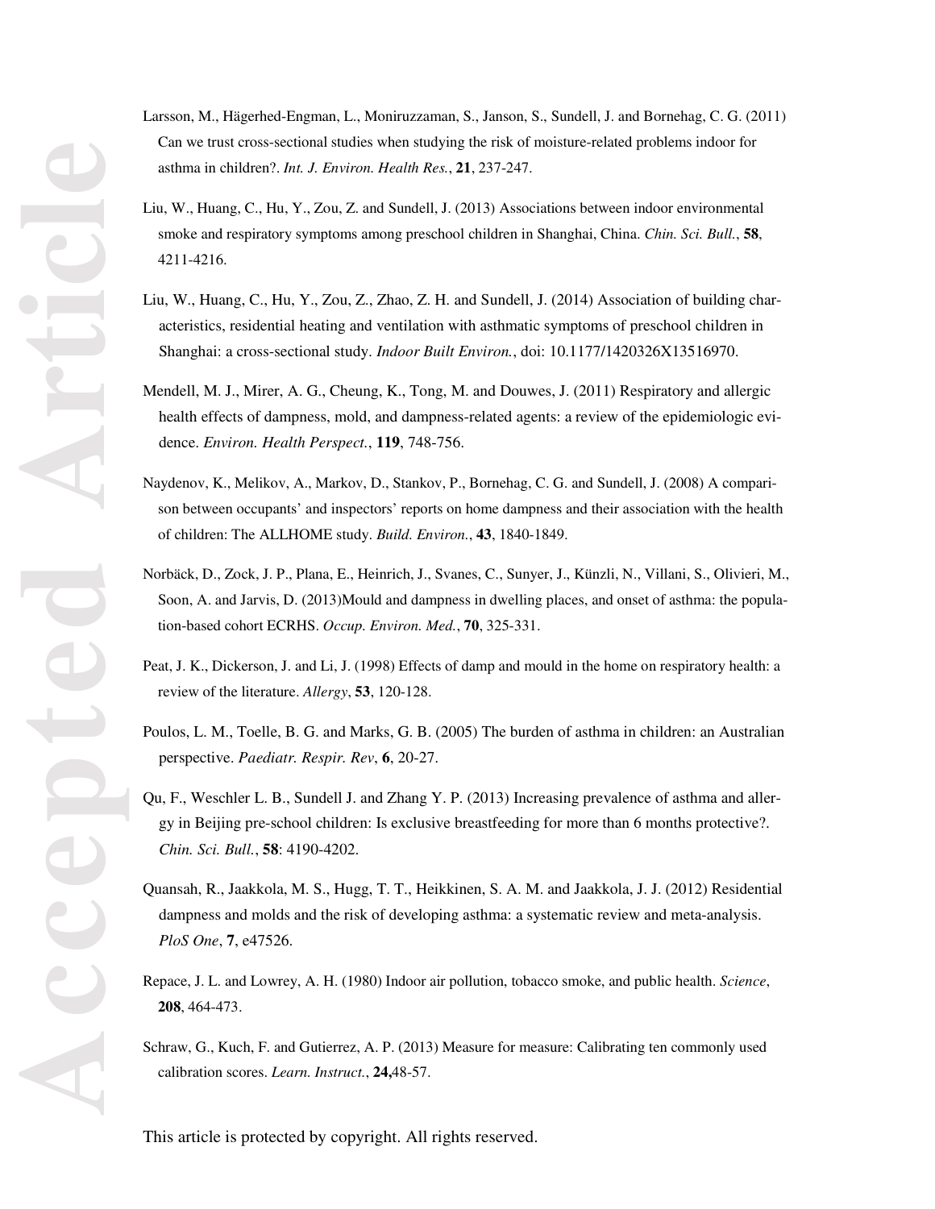Larsson, M., Hägerhed-Engman, L., Moniruzzaman, S., Janson, S., Sundell, J. and Bornehag, C. G. (2011) Can we trust cross-sectional studies when studying the risk of moisture-related problems indoor for asthma in children?. *Int. J. Environ. Health Res.*, **21**, 237-247.

Liu, W., Huang, C., Hu, Y., Zou, Z. and Sundell, J. (2013) Associations between indoor environmental smoke and respiratory symptoms among preschool children in Shanghai, China. *Chin. Sci. Bull.*, **58**, 4211-4216.

Liu, W., Huang, C., Hu, Y., Zou, Z., Zhao, Z. H. and Sundell, J. (2014) Association of building characteristics, residential heating and ventilation with asthmatic symptoms of preschool children in Shanghai: a cross-sectional study. *Indoor Built Environ.*, doi: 10.1177/1420326X13516970.

Mendell, M. J., Mirer, A. G., Cheung, K., Tong, M. and Douwes, J. (2011) Respiratory and allergic health effects of dampness, mold, and dampness-related agents: a review of the epidemiologic evidence. *Environ. Health Perspect.*, **119**, 748-756.

Naydenov, K., Melikov, A., Markov, D., Stankov, P., Bornehag, C. G. and Sundell, J. (2008) A comparison between occupants' and inspectors' reports on home dampness and their association with the health of children: The ALLHOME study. *Build. Environ.*, **43**, 1840-1849.

Norbäck, D., Zock, J. P., Plana, E., Heinrich, J., Svanes, C., Sunyer, J., Künzli, N., Villani, S., Olivieri, M., Soon, A. and Jarvis, D. (2013)Mould and dampness in dwelling places, and onset of asthma: the population-based cohort ECRHS. *Occup. Environ. Med.*, **70**, 325-331.

Peat, J. K., Dickerson, J. and Li, J. (1998) Effects of damp and mould in the home on respiratory health: a review of the literature. *Allergy*, **53**, 120-128.

Poulos, L. M., Toelle, B. G. and Marks, G. B. (2005) The burden of asthma in children: an Australian perspective. *Paediatr. Respir. Rev*, **6**, 20-27.

Qu, F., Weschler L. B., Sundell J. and Zhang Y. P. (2013) Increasing prevalence of asthma and allergy in Beijing pre-school children: Is exclusive breastfeeding for more than 6 months protective?. *Chin. Sci. Bull.*, **58**: 4190-4202.

Quansah, R., Jaakkola, M. S., Hugg, T. T., Heikkinen, S. A. M. and Jaakkola, J. J. (2012) Residential dampness and molds and the risk of developing asthma: a systematic review and meta-analysis. *PloS One*, **7**, e47526.

Repace, J. L. and Lowrey, A. H. (1980) Indoor air pollution, tobacco smoke, and public health. *Science*, **208**, 464-473.

Schraw, G., Kuch, F. and Gutierrez, A. P. (2013) Measure for measure: Calibrating ten commonly used calibration scores. *Learn. Instruct.*, **24,**48-57.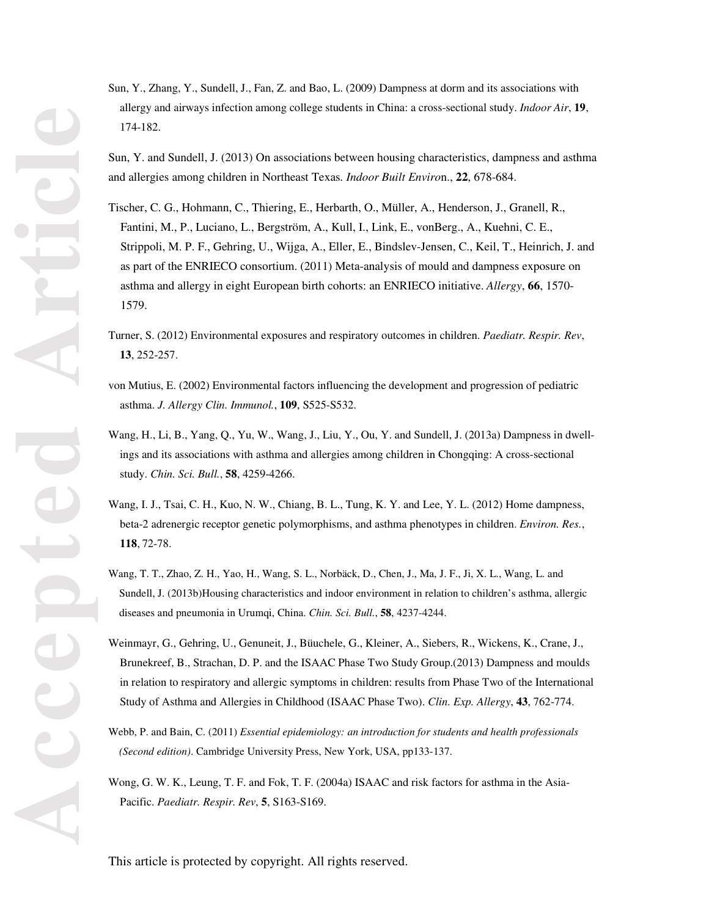Sun, Y., Zhang, Y., Sundell, J., Fan, Z. and Bao, L. (2009) Dampness at dorm and its associations with allergy and airways infection among college students in China: a cross-sectional study. *Indoor Air*, **19**, 174-182.

Sun, Y. and Sundell, J. (2013) On associations between housing characteristics, dampness and asthma and allergies among children in Northeast Texas. *Indoor Built Enviro*n., **22**, 678-684.

Tischer, C. G., Hohmann, C., Thiering, E., Herbarth, O., Müller, A., Henderson, J., Granell, R., Fantini, M., P., Luciano, L., Bergström, A., Kull, I., Link, E., vonBerg., A., Kuehni, C. E., Strippoli, M. P. F., Gehring, U., Wijga, A., Eller, E., Bindslev-Jensen, C., Keil, T., Heinrich, J. and as part of the ENRIECO consortium. (2011) Meta-analysis of mould and dampness exposure on asthma and allergy in eight European birth cohorts: an ENRIECO initiative. *Allergy*, **66**, 1570-1579.

Turner, S. (2012) Environmental exposures and respiratory outcomes in children. *Paediatr. Respir. Rev*, **13**, 252-257.

von Mutius, E. (2002) Environmental factors influencing the development and progression of pediatric asthma. *J. Allergy Clin. Immunol.*, **109**, S525-S532.

Wang, H., Li, B., Yang, Q., Yu, W., Wang, J., Liu, Y., Ou, Y. and Sundell, J. (2013a) Dampness in dwellings and its associations with asthma and allergies among children in Chongqing: A cross-sectional study. *Chin. Sci. Bull.*, **58**, 4259-4266.

Wang, I. J., Tsai, C. H., Kuo, N. W., Chiang, B. L., Tung, K. Y. and Lee, Y. L. (2012) Home dampness, beta-2 adrenergic receptor genetic polymorphisms, and asthma phenotypes in children. *Environ. Res.*, **118**, 72-78.

Wang, T. T., Zhao, Z. H., Yao, H., Wang, S. L., Norbäck, D., Chen, J., Ma, J. F., Ji, X. L., Wang, L. and Sundell, J. (2013b)Housing characteristics and indoor environment in relation to children's asthma, allergic diseases and pneumonia in Urumqi, China. *Chin. Sci. Bull.*, **58**, 4237-4244.

Weinmayr, G., Gehring, U., Genuneit, J., Büuchele, G., Kleiner, A., Siebers, R., Wickens, K., Crane, J., Brunekreef, B., Strachan, D. P. and the ISAAC Phase Two Study Group.(2013) Dampness and moulds in relation to respiratory and allergic symptoms in children: results from Phase Two of the International Study of Asthma and Allergies in Childhood (ISAAC Phase Two). *Clin. Exp. Allergy*, **43**, 762-774.

Webb, P. and Bain, C. (2011) *Essential epidemiology: an introduction for students and health professionals (Second edition)*. Cambridge University Press, New York, USA, pp133-137.

Wong, G. W. K., Leung, T. F. and Fok, T. F. (2004a) ISAAC and risk factors for asthma in the Asia-Pacific. *Paediatr. Respir. Rev*, **5**, S163-S169.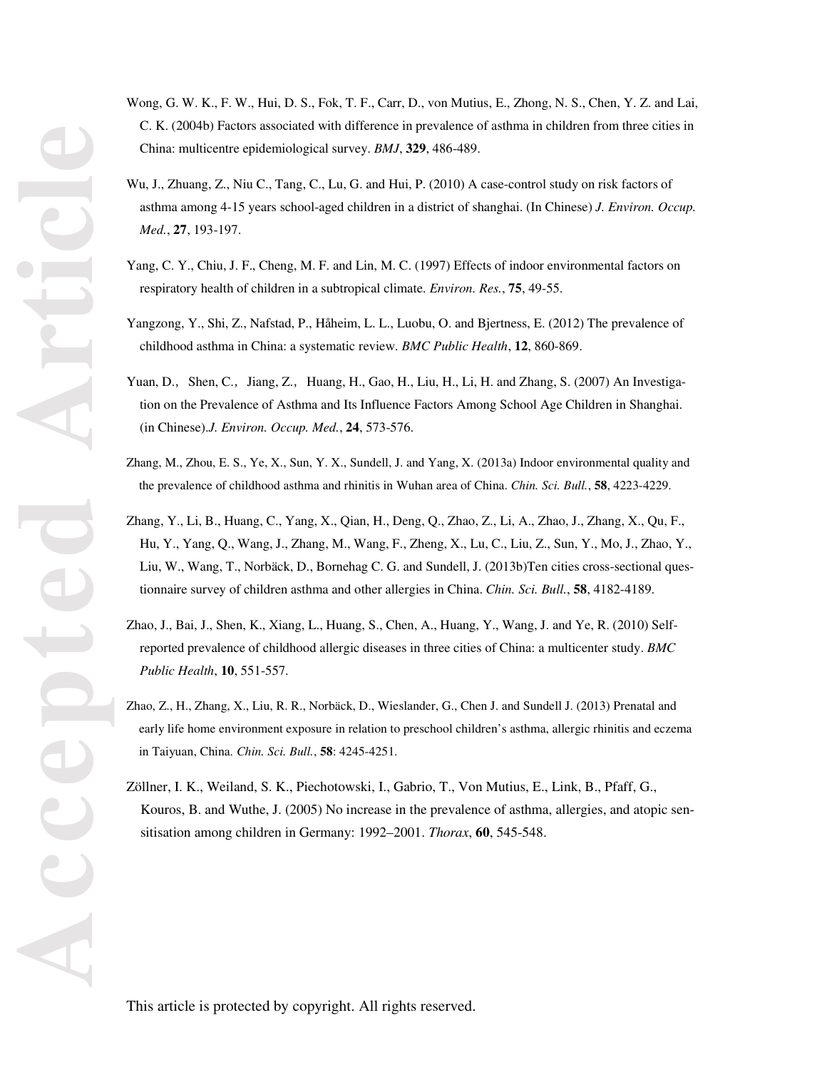Wong, G. W. K., F. W., Hui, D. S., Fok, T. F., Carr, D., von Mutius, E., Zhong, N. S., Chen, Y. Z. and Lai, C. K. (2004b) Factors associated with difference in prevalence of asthma in children from three cities in China: multicentre epidemiological survey. *BMJ*, **329**, 486-489.

Wu, J., Zhuang, Z., Niu C., Tang, C., Lu, G. and Hui, P. (2010) A case-control study on risk factors of asthma among 4-15 years school-aged children in a district of shanghai. (In Chinese) *J. Environ. Occup. Med.*, **27**, 193-197.

Yang, C. Y., Chiu, J. F., Cheng, M. F. and Lin, M. C. (1997) Effects of indoor environmental factors on respiratory health of children in a subtropical climate. *Environ. Res.*, **75**, 49-55.

Yangzong, Y., Shi, Z., Nafstad, P., Håheim, L. L., Luobu, O. and Bjertness, E. (2012) The prevalence of childhood asthma in China: a systematic review. *BMC Public Health*, **12**, 860-869.

Yuan, D., Shen, C., Jiang, Z., Huang, H., Gao, H., Liu, H., Li, H. and Zhang, S. (2007) An Investigation on the Prevalence of Asthma and Its Influence Factors Among School Age Children in Shanghai. (in Chinese).*J. Environ. Occup. Med.*, **24**, 573-576.

Zhang, M., Zhou, E. S., Ye, X., Sun, Y. X., Sundell, J. and Yang, X. (2013a) Indoor environmental quality and the prevalence of childhood asthma and rhinitis in Wuhan area of China. *Chin. Sci. Bull.*, **58**, 4223-4229.

Zhang, Y., Li, B., Huang, C., Yang, X., Qian, H., Deng, Q., Zhao, Z., Li, A., Zhao, J., Zhang, X., Qu, F., Hu, Y., Yang, Q., Wang, J., Zhang, M., Wang, F., Zheng, X., Lu, C., Liu, Z., Sun, Y., Mo, J., Zhao, Y., Liu, W., Wang, T., Norbäck, D., Bornehag C. G. and Sundell, J. (2013b)Ten cities cross-sectional questionnaire survey of children asthma and other allergies in China. *Chin. Sci. Bull.*, **58**, 4182-4189.

Zhao, J., Bai, J., Shen, K., Xiang, L., Huang, S., Chen, A., Huang, Y., Wang, J. and Ye, R. (2010) Self-reported prevalence of childhood allergic diseases in three cities of China: a multicenter study. *BMC Public Health*, **10**, 551-557.

Zhao, Z., H., Zhang, X., Liu, R. R., Norbäck, D., Wieslander, G., Chen J. and Sundell J. (2013) Prenatal and early life home environment exposure in relation to preschool children's asthma, allergic rhinitis and eczema in Taiyuan, China. *Chin. Sci. Bull.*, **58**: 4245-4251.

Zöllner, I. K., Weiland, S. K., Piechotowski, I., Gabrio, T., Von Mutius, E., Link, B., Pfaff, G., Kouros, B. and Wuthe, J. (2005) No increase in the prevalence of asthma, allergies, and atopic sensitisation among children in Germany: 1992–2001. *Thorax*, **60**, 545-548.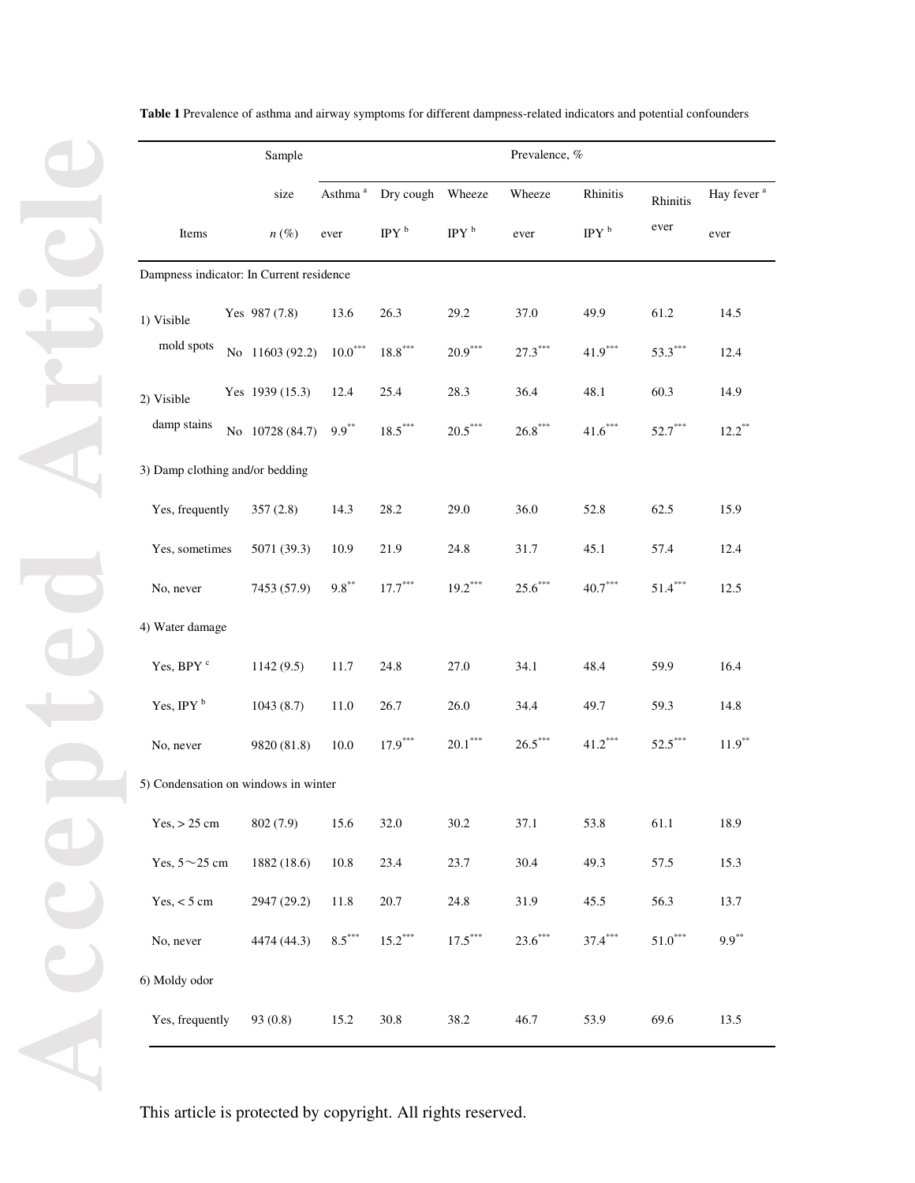**Table 1** Prevalence of asthma and airway symptoms for different dampness-related indicators and potential confounders

| Items | | Sample size $n$ (%) | Prevalence, % | | | | | | |
|---|---|---|---|---|---|---|---|---|---|
| | | | Asthma [a] ever | Dry cough IPY [b] | Wheeze IPY [b] | Wheeze ever | Rhinitis IPY [b] | Rhinitis ever | Hay fever [a] ever |
| Dampness indicator: In Current residence | | | | | | | | | |
| 1) Visible mold spots | Yes | 987 (7.8) | 13.6 | 26.3 | 29.2 | 37.0 | 49.9 | 61.2 | 14.5 |
| | No | 11603 (92.2) | 10.0*** | 18.8*** | 20.9*** | 27.3*** | 41.9*** | 53.3*** | 12.4 |
| 2) Visible damp stains | Yes | 1939 (15.3) | 12.4 | 25.4 | 28.3 | 36.4 | 48.1 | 60.3 | 14.9 |
| | No | 10728 (84.7) | 9.9** | 18.5*** | 20.5*** | 26.8*** | 41.6*** | 52.7*** | 12.2** |
| 3) Damp clothing and/or bedding | | | | | | | | | |
| Yes, frequently | | 357 (2.8) | 14.3 | 28.2 | 29.0 | 36.0 | 52.8 | 62.5 | 15.9 |
| Yes, sometimes | | 5071 (39.3) | 10.9 | 21.9 | 24.8 | 31.7 | 45.1 | 57.4 | 12.4 |
| No, never | | 7453 (57.9) | 9.8** | 17.7*** | 19.2*** | 25.6*** | 40.7*** | 51.4*** | 12.5 |
| 4) Water damage | | | | | | | | | |
| Yes, BPY [c] | | 1142 (9.5) | 11.7 | 24.8 | 27.0 | 34.1 | 48.4 | 59.9 | 16.4 |
| Yes, IPY [b] | | 1043 (8.7) | 11.0 | 26.7 | 26.0 | 34.4 | 49.7 | 59.3 | 14.8 |
| No, never | | 9820 (81.8) | 10.0 | 17.9*** | 20.1*** | 26.5*** | 41.2*** | 52.5*** | 11.9** |
| 5) Condensation on windows in winter | | | | | | | | | |
| Yes, > 25 cm | | 802 (7.9) | 15.6 | 32.0 | 30.2 | 37.1 | 53.8 | 61.1 | 18.9 |
| Yes, 5～25 cm | | 1882 (18.6) | 10.8 | 23.4 | 23.7 | 30.4 | 49.3 | 57.5 | 15.3 |
| Yes, < 5 cm | | 2947 (29.2) | 11.8 | 20.7 | 24.8 | 31.9 | 45.5 | 56.3 | 13.7 |
| No, never | | 4474 (44.3) | 8.5*** | 15.2*** | 17.5*** | 23.6*** | 37.4*** | 51.0*** | 9.9** |
| 6) Moldy odor | | | | | | | | | |
| Yes, frequently | | 93 (0.8) | 15.2 | 30.8 | 38.2 | 46.7 | 53.9 | 69.6 | 13.5 |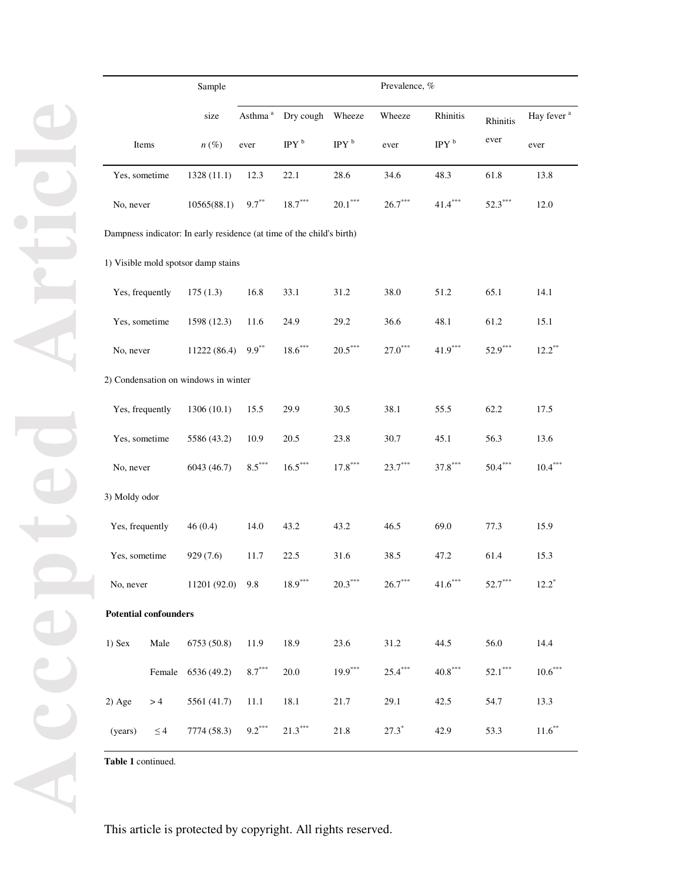| Items | Sample size $n$ (%) | Prevalence, % Asthma [a] ever | Dry cough IPY [b] | Wheeze IPY [b] | Wheeze ever | Rhinitis IPY [b] | Rhinitis ever | Hay fever [a] ever |
|---|---|---|---|---|---|---|---|---|
| Yes, sometime | 1328 (11.1) | 12.3 | 22.1 | 28.6 | 34.6 | 48.3 | 61.8 | 13.8 |
| No, never | 10565(88.1) | 9.7** | 18.7*** | 20.1*** | 26.7*** | 41.4*** | 52.3*** | 12.0 |
| Dampness indicator: In early residence (at time of the child's birth) | | | | | | | | |
| 1) Visible mold spotsor damp stains | | | | | | | | |
| Yes, frequently | 175 (1.3) | 16.8 | 33.1 | 31.2 | 38.0 | 51.2 | 65.1 | 14.1 |
| Yes, sometime | 1598 (12.3) | 11.6 | 24.9 | 29.2 | 36.6 | 48.1 | 61.2 | 15.1 |
| No, never | 11222 (86.4) | 9.9** | 18.6*** | 20.5*** | 27.0*** | 41.9*** | 52.9*** | 12.2** |
| 2) Condensation on windows in winter | | | | | | | | |
| Yes, frequently | 1306 (10.1) | 15.5 | 29.9 | 30.5 | 38.1 | 55.5 | 62.2 | 17.5 |
| Yes, sometime | 5586 (43.2) | 10.9 | 20.5 | 23.8 | 30.7 | 45.1 | 56.3 | 13.6 |
| No, never | 6043 (46.7) | 8.5*** | 16.5*** | 17.8*** | 23.7*** | 37.8*** | 50.4*** | 10.4*** |
| 3) Moldy odor | | | | | | | | |
| Yes, frequently | 46 (0.4) | 14.0 | 43.2 | 43.2 | 46.5 | 69.0 | 77.3 | 15.9 |
| Yes, sometime | 929 (7.6) | 11.7 | 22.5 | 31.6 | 38.5 | 47.2 | 61.4 | 15.3 |
| No, never | 11201 (92.0) | 9.8 | 18.9*** | 20.3*** | 26.7*** | 41.6*** | 52.7*** | 12.2* |
| **Potential confounders** | | | | | | | | |
| 1) Sex Male | 6753 (50.8) | 11.9 | 18.9 | 23.6 | 31.2 | 44.5 | 56.0 | 14.4 |
| Female | 6536 (49.2) | 8.7*** | 20.0 | 19.9*** | 25.4*** | 40.8*** | 52.1*** | 10.6*** |
| 2) Age (years) > 4 | 5561 (41.7) | 11.1 | 18.1 | 21.7 | 29.1 | 42.5 | 54.7 | 13.3 |
| ≤ 4 | 7774 (58.3) | 9.2*** | 21.3*** | 21.8 | 27.3* | 42.9 | 53.3 | 11.6** |

**Table 1** continued.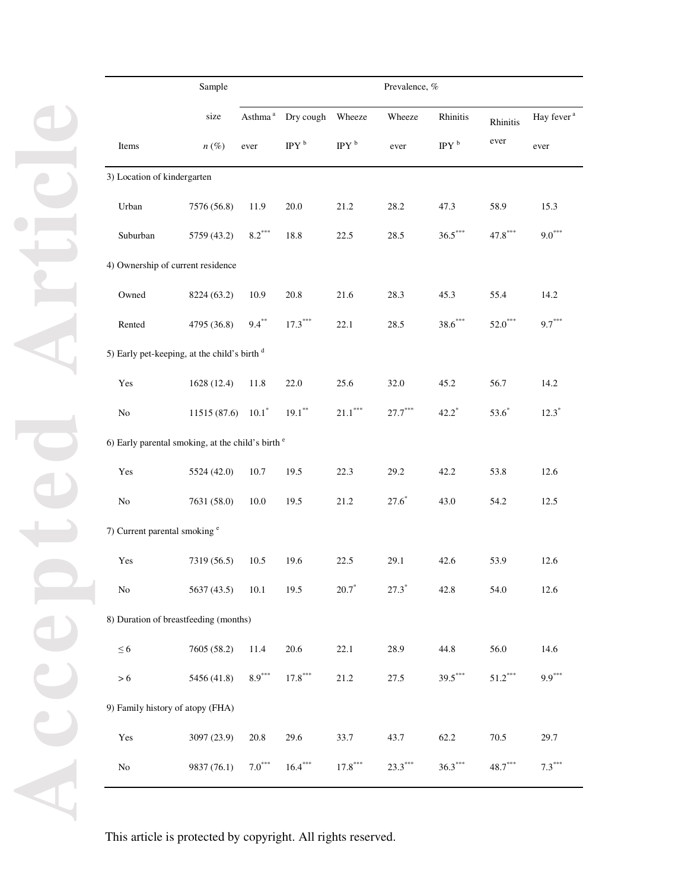| Items | Sample size $n$ (%) | Asthma [a] ever | Dry cough IPY [b] | Wheeze IPY [b] | Wheeze ever | Rhinitis IPY [b] | Rhinitis ever | Hay fever [a] ever |
|---|---|---|---|---|---|---|---|---|
| | | Prevalence, % | | | | | | |
| 3) Location of kindergarten | | | | | | | | |
| Urban | 7576 (56.8) | 11.9 | 20.0 | 21.2 | 28.2 | 47.3 | 58.9 | 15.3 |
| Suburban | 5759 (43.2) | 8.2*** | 18.8 | 22.5 | 28.5 | 36.5*** | 47.8*** | 9.0*** |
| 4) Ownership of current residence | | | | | | | | |
| Owned | 8224 (63.2) | 10.9 | 20.8 | 21.6 | 28.3 | 45.3 | 55.4 | 14.2 |
| Rented | 4795 (36.8) | 9.4** | 17.3*** | 22.1 | 28.5 | 38.6*** | 52.0*** | 9.7*** |
| 5) Early pet-keeping, at the child's birth [d] | | | | | | | | |
| Yes | 1628 (12.4) | 11.8 | 22.0 | 25.6 | 32.0 | 45.2 | 56.7 | 14.2 |
| No | 11515 (87.6) | 10.1* | 19.1** | 21.1*** | 27.7*** | 42.2* | 53.6* | 12.3* |
| 6) Early parental smoking, at the child's birth [e] | | | | | | | | |
| Yes | 5524 (42.0) | 10.7 | 19.5 | 22.3 | 29.2 | 42.2 | 53.8 | 12.6 |
| No | 7631 (58.0) | 10.0 | 19.5 | 21.2 | 27.6* | 43.0 | 54.2 | 12.5 |
| 7) Current parental smoking [e] | | | | | | | | |
| Yes | 7319 (56.5) | 10.5 | 19.6 | 22.5 | 29.1 | 42.6 | 53.9 | 12.6 |
| No | 5637 (43.5) | 10.1 | 19.5 | 20.7* | 27.3* | 42.8 | 54.0 | 12.6 |
| 8) Duration of breastfeeding (months) | | | | | | | | |
| ≤ 6 | 7605 (58.2) | 11.4 | 20.6 | 22.1 | 28.9 | 44.8 | 56.0 | 14.6 |
| > 6 | 5456 (41.8) | 8.9*** | 17.8*** | 21.2 | 27.5 | 39.5*** | 51.2*** | 9.9*** |
| 9) Family history of atopy (FHA) | | | | | | | | |
| Yes | 3097 (23.9) | 20.8 | 29.6 | 33.7 | 43.7 | 62.2 | 70.5 | 29.7 |
| No | 9837 (76.1) | 7.0*** | 16.4*** | 17.8*** | 23.3*** | 36.3*** | 48.7*** | 7.3*** |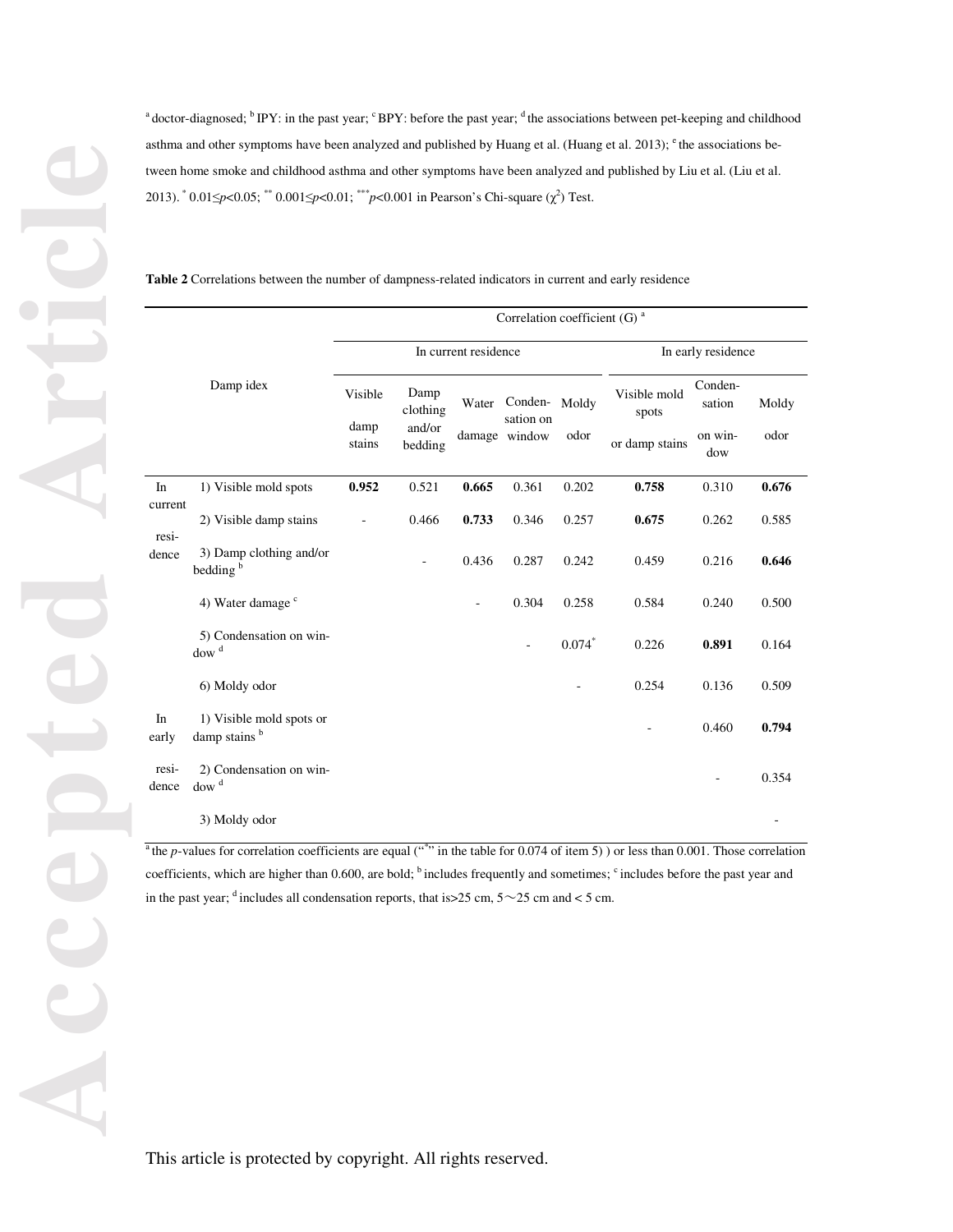[a] doctor-diagnosed; [b] IPY: in the past year; [c] BPY: before the past year; [d] the associations between pet-keeping and childhood asthma and other symptoms have been analyzed and published by Huang et al. (Huang et al. 2013); [e] the associations between home smoke and childhood asthma and other symptoms have been analyzed and published by Liu et al. (Liu et al. 2013). * $0.01 \le p < 0.05$; ** $0.001 \le p < 0.01$; *** $p < 0.001$ in Pearson's Chi-square ($\chi^2$) Test.

**Table 2** Correlations between the number of dampness-related indicators in current and early residence

| Damp idex | | Correlation coefficient (G) [a] | | | | | | | |
|---|---|---|---|---|---|---|---|---|---|
| | | In current residence | | | | | In early residence | | |
| | | Visible damp stains | Damp clothing and/or bedding | Water damage | Condensation on window | Moldy odor | Visible mold spots or damp stains | Condensation on window | Moldy odor |
| In current residence | 1) Visible mold spots | **0.952** | 0.521 | **0.665** | 0.361 | 0.202 | **0.758** | 0.310 | **0.676** |
| | 2) Visible damp stains | - | 0.466 | **0.733** | 0.346 | 0.257 | **0.675** | 0.262 | 0.585 |
| | 3) Damp clothing and/or bedding [b] | | - | 0.436 | 0.287 | 0.242 | 0.459 | 0.216 | **0.646** |
| | 4) Water damage [c] | | | - | 0.304 | 0.258 | 0.584 | 0.240 | 0.500 |
| | 5) Condensation on window [d] | | | | - | 0.074* | 0.226 | **0.891** | 0.164 |
| | 6) Moldy odor | | | | | - | 0.254 | 0.136 | 0.509 |
| In early residence | 1) Visible mold spots or damp stains [b] | | | | | | - | 0.460 | **0.794** |
| | 2) Condensation on window [d] | | | | | | | - | 0.354 |
| | 3) Moldy odor | | | | | | | | - |

[a] the *p*-values for correlation coefficients are equal ("*" in the table for 0.074 of item 5) ) or less than 0.001. Those correlation coefficients, which are higher than 0.600, are bold; [b] includes frequently and sometimes; [c] includes before the past year and in the past year; [d] includes all condensation reports, that is>25 cm, 5～25 cm and < 5 cm.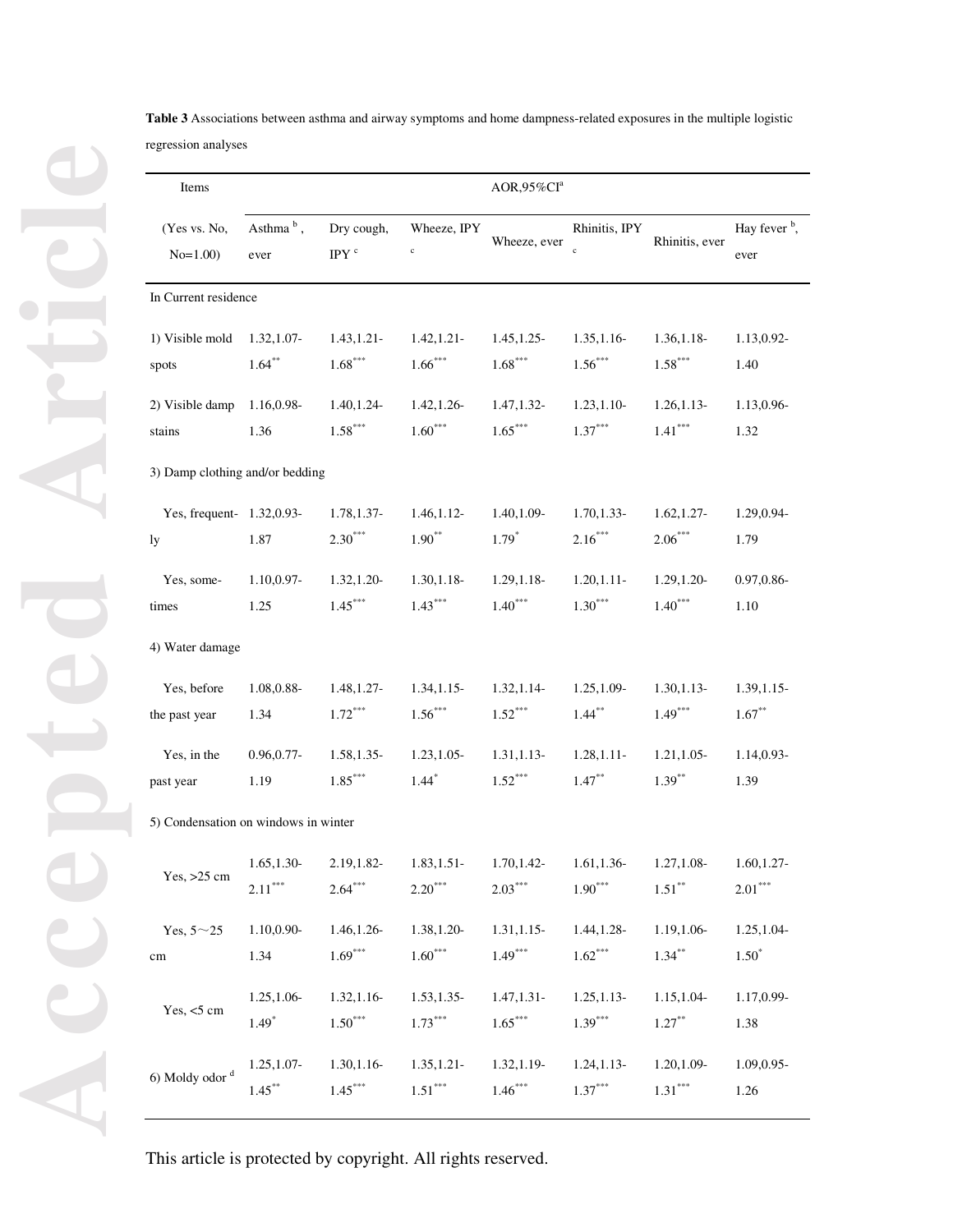**Table 3** Associations between asthma and airway symptoms and home dampness-related exposures in the multiple logistic regression analyses

| Items | AOR,95%CI[a] | | | | | | |
|---|---|---|---|---|---|---|---|
| (Yes vs. No, No=1.00) | Asthma [b], ever | Dry cough, IPY [c] | Wheeze, IPY [c] | Wheeze, ever | Rhinitis, IPY [c] | Rhinitis, ever | Hay fever [b], ever |
| In Current residence | | | | | | | |
| 1) Visible mold spots | 1.32,1.07-1.64** | 1.43,1.21-1.68*** | 1.42,1.21-1.66*** | 1.45,1.25-1.68*** | 1.35,1.16-1.56*** | 1.36,1.18-1.58*** | 1.13,0.92-1.40 |
| 2) Visible damp stains | 1.16,0.98-1.36 | 1.40,1.24-1.58*** | 1.42,1.26-1.60*** | 1.47,1.32-1.65*** | 1.23,1.10-1.37*** | 1.26,1.13-1.41*** | 1.13,0.96-1.32 |
| 3) Damp clothing and/or bedding | | | | | | | |
| Yes, frequently | 1.32,0.93-1.87 | 1.78,1.37-2.30*** | 1.46,1.12-1.90** | 1.40,1.09-1.79* | 1.70,1.33-2.16*** | 1.62,1.27-2.06*** | 1.29,0.94-1.79 |
| Yes, sometimes | 1.10,0.97-1.25 | 1.32,1.20-1.45*** | 1.30,1.18-1.43*** | 1.29,1.18-1.40*** | 1.20,1.11-1.30*** | 1.29,1.20-1.40*** | 0.97,0.86-1.10 |
| 4) Water damage | | | | | | | |
| Yes, before the past year | 1.08,0.88-1.34 | 1.48,1.27-1.72*** | 1.34,1.15-1.56*** | 1.32,1.14-1.52*** | 1.25,1.09-1.44** | 1.30,1.13-1.49*** | 1.39,1.15-1.67** |
| Yes, in the past year | 0.96,0.77-1.19 | 1.58,1.35-1.85*** | 1.23,1.05-1.44* | 1.31,1.13-1.52*** | 1.28,1.11-1.47** | 1.21,1.05-1.39** | 1.14,0.93-1.39 |
| 5) Condensation on windows in winter | | | | | | | |
| Yes, >25 cm | 1.65,1.30-2.11*** | 2.19,1.82-2.64*** | 1.83,1.51-2.20*** | 1.70,1.42-2.03*** | 1.61,1.36-1.90*** | 1.27,1.08-1.51** | 1.60,1.27-2.01*** |
| Yes, 5～25 cm | 1.10,0.90-1.34 | 1.46,1.26-1.69*** | 1.38,1.20-1.60*** | 1.31,1.15-1.49*** | 1.44,1.28-1.62*** | 1.19,1.06-1.34** | 1.25,1.04-1.50* |
| Yes, <5 cm | 1.25,1.06-1.49* | 1.32,1.16-1.50*** | 1.53,1.35-1.73*** | 1.47,1.31-1.65*** | 1.25,1.13-1.39*** | 1.15,1.04-1.27** | 1.17,0.99-1.38 |
| 6) Moldy odor [d] | 1.25,1.07-1.45** | 1.30,1.16-1.45*** | 1.35,1.21-1.51*** | 1.32,1.19-1.46*** | 1.24,1.13-1.37*** | 1.20,1.09-1.31*** | 1.09,0.95-1.26 |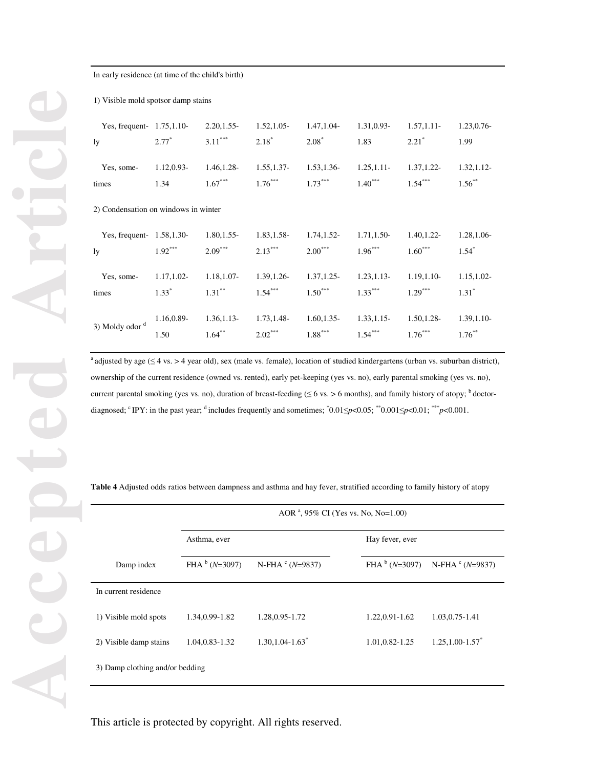| | | | | | | | |
|---|---|---|---|---|---|---|---|
| In early residence (at time of the child's birth) | | | | | | | |
| 1) Visible mold spotsor damp stains | | | | | | | |
| Yes, frequently | 1.75,1.10-2.77[*] | 2.20,1.55-3.11[***] | 1.52,1.05-2.18[*] | 1.47,1.04-2.08[*] | 1.31,0.93-1.83 | 1.57,1.11-2.21[*] | 1.23,0.76-1.99 |
| Yes, sometimes | 1.12,0.93-1.34 | 1.46,1.28-1.67[***] | 1.55,1.37-1.76[***] | 1.53,1.36-1.73[***] | 1.25,1.11-1.40[***] | 1.37,1.22-1.54[***] | 1.32,1.12-1.56[**] |
| 2) Condensation on windows in winter | | | | | | | |
| Yes, frequently | 1.58,1.30-1.92[***] | 1.80,1.55-2.09[***] | 1.83,1.58-2.13[***] | 1.74,1.52-2.00[***] | 1.71,1.50-1.96[***] | 1.40,1.22-1.60[***] | 1.28,1.06-1.54[*] |
| Yes, sometimes | 1.17,1.02-1.33[*] | 1.18,1.07-1.31[**] | 1.39,1.26-1.54[***] | 1.37,1.25-1.50[***] | 1.23,1.13-1.33[***] | 1.19,1.10-1.29[***] | 1.15,1.02-1.31[*] |
| 3) Moldy odor [d] | 1.16,0.89-1.50 | 1.36,1.13-1.64[**] | 1.73,1.48-2.02[***] | 1.60,1.35-1.88[***] | 1.33,1.15-1.54[***] | 1.50,1.28-1.76[***] | 1.39,1.10-1.76[**] |

[a] adjusted by age (≤ 4 vs. > 4 year old), sex (male vs. female), location of studied kindergartens (urban vs. suburban district), ownership of the current residence (owned vs. rented), early pet-keeping (yes vs. no), early parental smoking (yes vs. no), current parental smoking (yes vs. no), duration of breast-feeding (≤ 6 vs. > 6 months), and family history of atopy; [b] doctor-diagnosed; [c] IPY: in the past year; [d] includes frequently and sometimes; [*] $0.01 \le p < 0.05$; [**] $0.001 \le p < 0.01$; [***] $p < 0.001$.

**Table 4** Adjusted odds ratios between dampness and asthma and hay fever, stratified according to family history of atopy

| Damp index | AOR [a], 95% CI (Yes vs. No, No=1.00) | | | |
|---|---|---|---|---|
| | Asthma, ever | | Hay fever, ever | |
| | FHA [b] ($N$=3097) | N-FHA [c] ($N$=9837) | FHA [b] ($N$=3097) | N-FHA [c] ($N$=9837) |
| In current residence | | | | |
| 1) Visible mold spots | 1.34,0.99-1.82 | 1.28,0.95-1.72 | 1.22,0.91-1.62 | 1.03,0.75-1.41 |
| 2) Visible damp stains | 1.04,0.83-1.32 | 1.30,1.04-1.63[*] | 1.01,0.82-1.25 | 1.25,1.00-1.57[*] |
| 3) Damp clothing and/or bedding | | | | |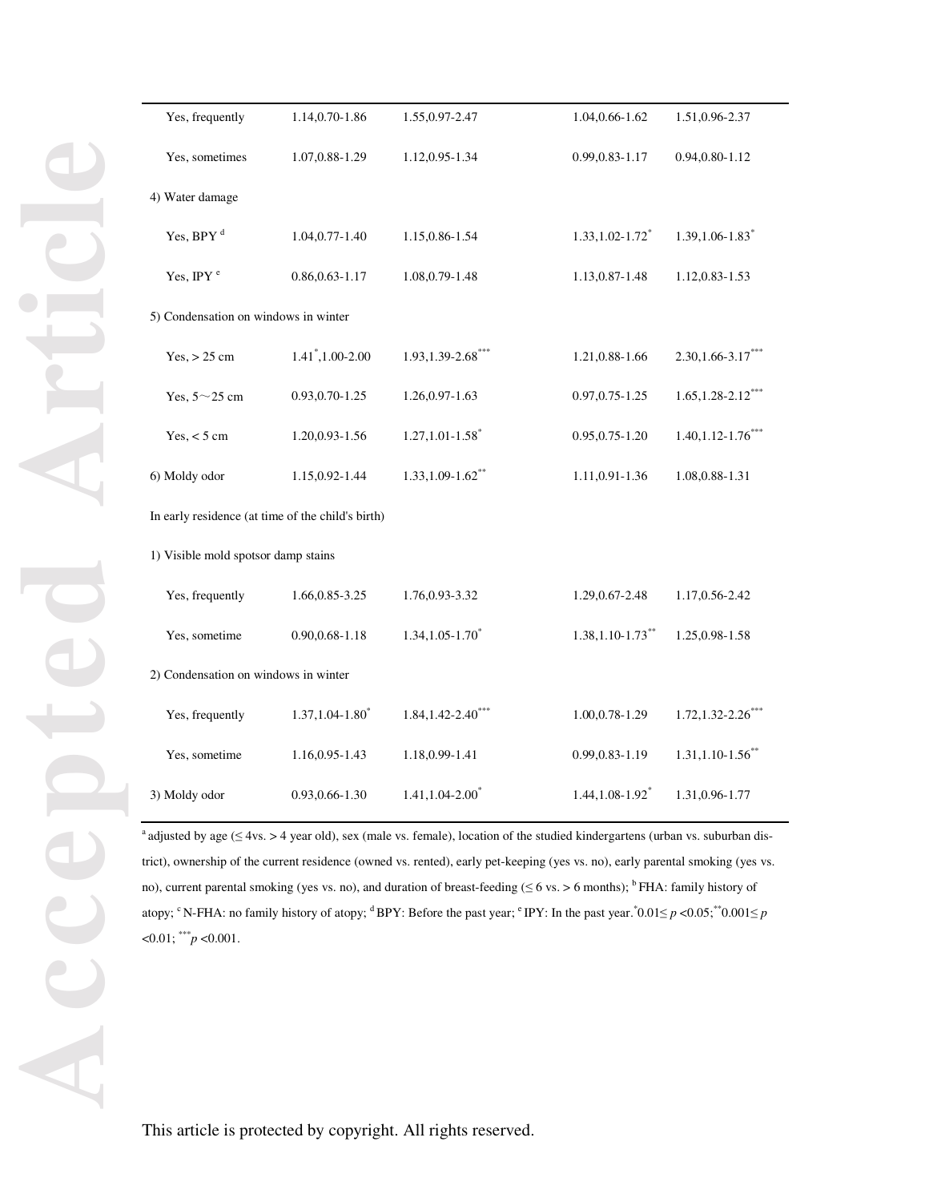| | | | | |
|---|---|---|---|---|
| Yes, frequently | 1.14,0.70-1.86 | 1.55,0.97-2.47 | 1.04,0.66-1.62 | 1.51,0.96-2.37 |
| Yes, sometimes | 1.07,0.88-1.29 | 1.12,0.95-1.34 | 0.99,0.83-1.17 | 0.94,0.80-1.12 |
| 4) Water damage | | | | |
| Yes, BPY [d] | 1.04,0.77-1.40 | 1.15,0.86-1.54 | 1.33,1.02-1.72* | 1.39,1.06-1.83* |
| Yes, IPY [e] | 0.86,0.63-1.17 | 1.08,0.79-1.48 | 1.13,0.87-1.48 | 1.12,0.83-1.53 |
| 5) Condensation on windows in winter | | | | |
| Yes, > 25 cm | 1.41*,1.00-2.00 | 1.93,1.39-2.68*** | 1.21,0.88-1.66 | 2.30,1.66-3.17*** |
| Yes, 5～25 cm | 0.93,0.70-1.25 | 1.26,0.97-1.63 | 0.97,0.75-1.25 | 1.65,1.28-2.12*** |
| Yes, < 5 cm | 1.20,0.93-1.56 | 1.27,1.01-1.58* | 0.95,0.75-1.20 | 1.40,1.12-1.76*** |
| 6) Moldy odor | 1.15,0.92-1.44 | 1.33,1.09-1.62** | 1.11,0.91-1.36 | 1.08,0.88-1.31 |
| In early residence (at time of the child's birth) | | | | |
| 1) Visible mold spotsor damp stains | | | | |
| Yes, frequently | 1.66,0.85-3.25 | 1.76,0.93-3.32 | 1.29,0.67-2.48 | 1.17,0.56-2.42 |
| Yes, sometime | 0.90,0.68-1.18 | 1.34,1.05-1.70* | 1.38,1.10-1.73** | 1.25,0.98-1.58 |
| 2) Condensation on windows in winter | | | | |
| Yes, frequently | 1.37,1.04-1.80* | 1.84,1.42-2.40*** | 1.00,0.78-1.29 | 1.72,1.32-2.26*** |
| Yes, sometime | 1.16,0.95-1.43 | 1.18,0.99-1.41 | 0.99,0.83-1.19 | 1.31,1.10-1.56** |
| 3) Moldy odor | 0.93,0.66-1.30 | 1.41,1.04-2.00* | 1.44,1.08-1.92* | 1.31,0.96-1.77 |

[a] adjusted by age (≤ 4vs. > 4 year old), sex (male vs. female), location of the studied kindergartens (urban vs. suburban district), ownership of the current residence (owned vs. rented), early pet-keeping (yes vs. no), early parental smoking (yes vs. no), current parental smoking (yes vs. no), and duration of breast-feeding (≤ 6 vs. > 6 months); [b] FHA: family history of atopy; [c] N-FHA: no family history of atopy; [d] BPY: Before the past year; [e] IPY: In the past year. *$0.01 \leq p < 0.05$; **$0.001 \leq p < 0.01$; ***$p < 0.001$.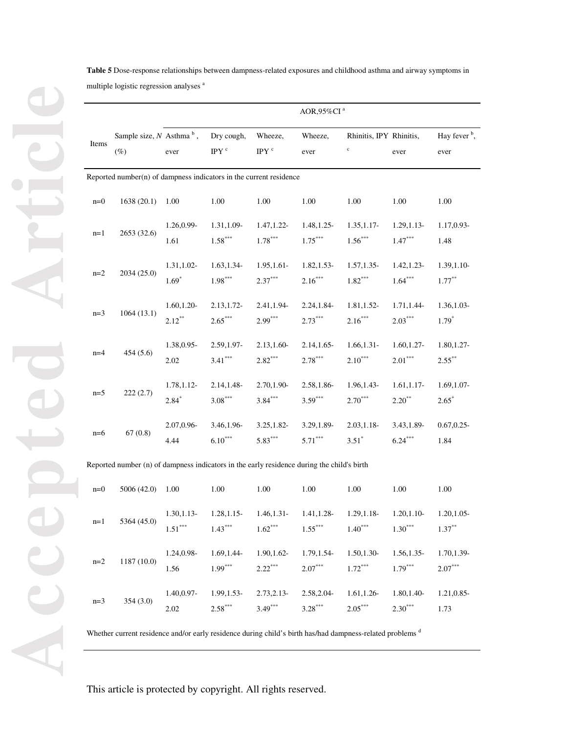**Table 5** Dose-response relationships between dampness-related exposures and childhood asthma and airway symptoms in multiple logistic regression analyses [a]

| Items | Sample size, *N* (%) | AOR,95%CI [a] | | | | | | |
|---|---|---|---|---|---|---|---|---|
| | | Asthma [b], ever | Dry cough, IPY [c] | Wheeze, IPY [c] | Wheeze, ever | Rhinitis, IPY [c] | Rhinitis, ever | Hay fever [b], ever |
| Reported number(n) of dampness indicators in the current residence | | | | | | | | |
| n=0 | 1638 (20.1) | 1.00 | 1.00 | 1.00 | 1.00 | 1.00 | 1.00 | 1.00 |
| n=1 | 2653 (32.6) | 1.26,0.99-1.61 | 1.31,1.09-1.58*** | 1.47,1.22-1.78*** | 1.48,1.25-1.75*** | 1.35,1.17-1.56*** | 1.29,1.13-1.47*** | 1.17,0.93-1.48 |
| n=2 | 2034 (25.0) | 1.31,1.02-1.69* | 1.63,1.34-1.98*** | 1.95,1.61-2.37*** | 1.82,1.53-2.16*** | 1.57,1.35-1.82*** | 1.42,1.23-1.64*** | 1.39,1.10-1.77** |
| n=3 | 1064 (13.1) | 1.60,1.20-2.12** | 2.13,1.72-2.65*** | 2.41,1.94-2.99*** | 2.24,1.84-2.73*** | 1.81,1.52-2.16*** | 1.71,1.44-2.03*** | 1.36,1.03-1.79* |
| n=4 | 454 (5.6) | 1.38,0.95-2.02 | 2.59,1.97-3.41*** | 2.13,1.60-2.82*** | 2.14,1.65-2.78*** | 1.66,1.31-2.10*** | 1.60,1.27-2.01*** | 1.80,1.27-2.55** |
| n=5 | 222 (2.7) | 1.78,1.12-2.84* | 2.14,1.48-3.08*** | 2.70,1.90-3.84*** | 2.58,1.86-3.59*** | 1.96,1.43-2.70*** | 1.61,1.17-2.20** | 1.69,1.07-2.65* |
| n=6 | 67 (0.8) | 2.07,0.96-4.44 | 3.46,1.96-6.10*** | 3.25,1.82-5.83*** | 3.29,1.89-5.71*** | 2.03,1.18-3.51* | 3.43,1.89-6.24*** | 0.67,0.25-1.84 |
| Reported number (n) of dampness indicators in the early residence during the child's birth | | | | | | | | |
| n=0 | 5006 (42.0) | 1.00 | 1.00 | 1.00 | 1.00 | 1.00 | 1.00 | 1.00 |
| n=1 | 5364 (45.0) | 1.30,1.13-1.51*** | 1.28,1.15-1.43*** | 1.46,1.31-1.62*** | 1.41,1.28-1.55*** | 1.29,1.18-1.40*** | 1.20,1.10-1.30*** | 1.20,1.05-1.37** |
| n=2 | 1187 (10.0) | 1.24,0.98-1.56 | 1.69,1.44-1.99*** | 1.90,1.62-2.22*** | 1.79,1.54-2.07*** | 1.50,1.30-1.72*** | 1.56,1.35-1.79*** | 1.70,1.39-2.07*** |
| n=3 | 354 (3.0) | 1.40,0.97-2.02 | 1.99,1.53-2.58*** | 2.73,2.13-3.49*** | 2.58,2.04-3.28*** | 1.61,1.26-2.05*** | 1.80,1.40-2.30*** | 1.21,0.85-1.73 |
| Whether current residence and/or early residence during child's birth has/had dampness-related problems [d] | | | | | | | | |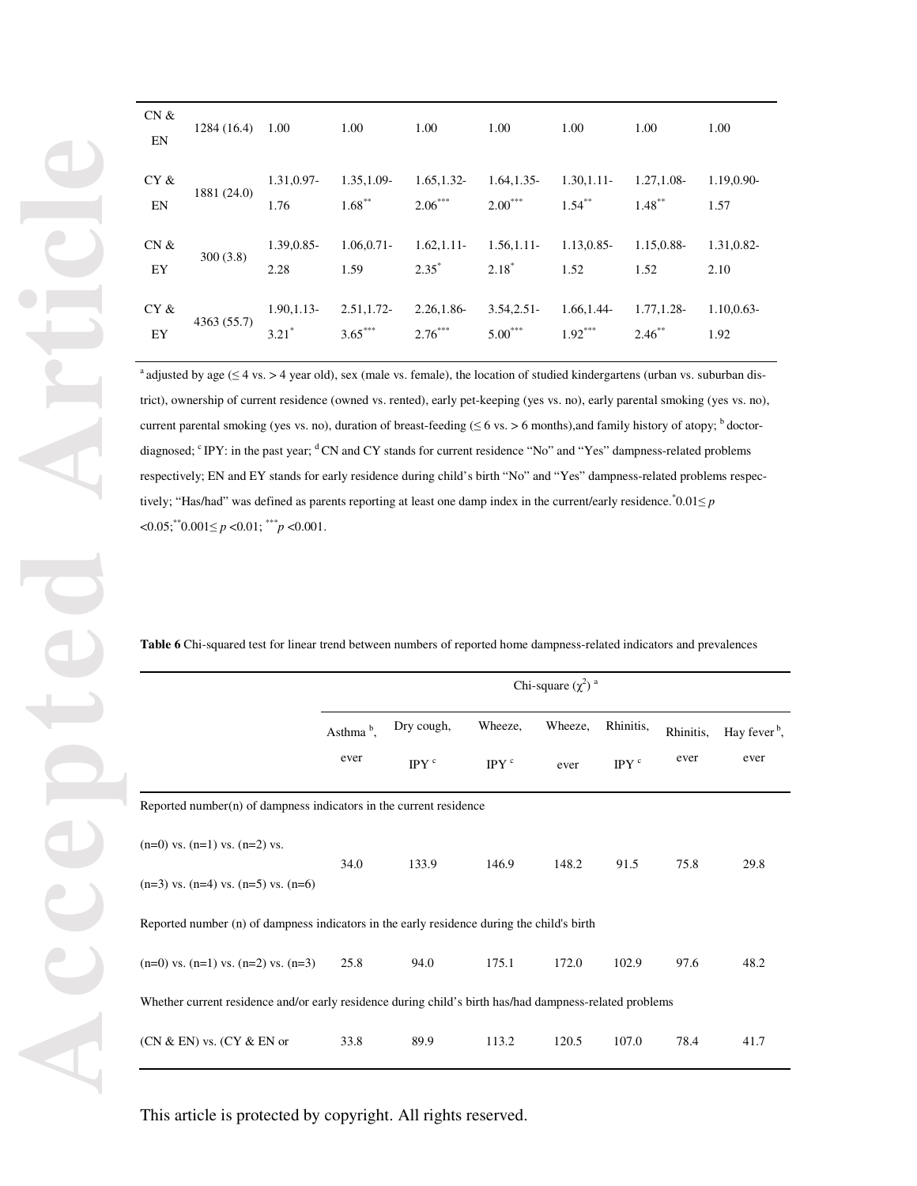| | | | | | | | | |
|---|---|---|---|---|---|---|---|---|
| CN & EN | 1284 (16.4) | 1.00 | 1.00 | 1.00 | 1.00 | 1.00 | 1.00 | 1.00 |
| CY & EN | 1881 (24.0) | 1.31,0.97-1.76 | 1.35,1.09-1.68** | 1.65,1.32-2.06*** | 1.64,1.35-2.00*** | 1.30,1.11-1.54** | 1.27,1.08-1.48** | 1.19,0.90-1.57 |
| CN & EY | 300 (3.8) | 1.39,0.85-2.28 | 1.06,0.71-1.59 | 1.62,1.11-2.35* | 1.56,1.11-2.18* | 1.13,0.85-1.52 | 1.15,0.88-1.52 | 1.31,0.82-2.10 |
| CY & EY | 4363 (55.7) | 1.90,1.13-3.21* | 2.51,1.72-3.65*** | 2.26,1.86-2.76*** | 3.54,2.51-5.00*** | 1.66,1.44-1.92*** | 1.77,1.28-2.46** | 1.10,0.63-1.92 |

[a] adjusted by age (≤ 4 vs. > 4 year old), sex (male vs. female), the location of studied kindergartens (urban vs. suburban district), ownership of current residence (owned vs. rented), early pet-keeping (yes vs. no), early parental smoking (yes vs. no), current parental smoking (yes vs. no), duration of breast-feeding (≤ 6 vs. > 6 months),and family history of atopy; [b] doctor-diagnosed; [c] IPY: in the past year; [d] CN and CY stands for current residence "No" and "Yes" dampness-related problems respectively; EN and EY stands for early residence during child's birth "No" and "Yes" dampness-related problems respectively; "Has/had" was defined as parents reporting at least one damp index in the current/early residence. *$0.01 \le p < 0.05$; **$0.001 \le p < 0.01$; ***$p < 0.001$.

**Table 6** Chi-squared test for linear trend between numbers of reported home dampness-related indicators and prevalences

| | Chi-square ($\chi^2$) [a] | | | | | | |
|---|---|---|---|---|---|---|---|
| | Asthma [b], ever | Dry cough, IPY [c] | Wheeze, IPY [c] | Wheeze, ever | Rhinitis, IPY [c] | Rhinitis, ever | Hay fever [b], ever |
| Reported number(n) of dampness indicators in the current residence | | | | | | | |
| (n=0) vs. (n=1) vs. (n=2) vs. (n=3) vs. (n=4) vs. (n=5) vs. (n=6) | 34.0 | 133.9 | 146.9 | 148.2 | 91.5 | 75.8 | 29.8 |
| Reported number (n) of dampness indicators in the early residence during the child's birth | | | | | | | |
| (n=0) vs. (n=1) vs. (n=2) vs. (n=3) | 25.8 | 94.0 | 175.1 | 172.0 | 102.9 | 97.6 | 48.2 |
| Whether current residence and/or early residence during child's birth has/had dampness-related problems | | | | | | | |
| (CN & EN) vs. (CY & EN or | 33.8 | 89.9 | 113.2 | 120.5 | 107.0 | 78.4 | 41.7 |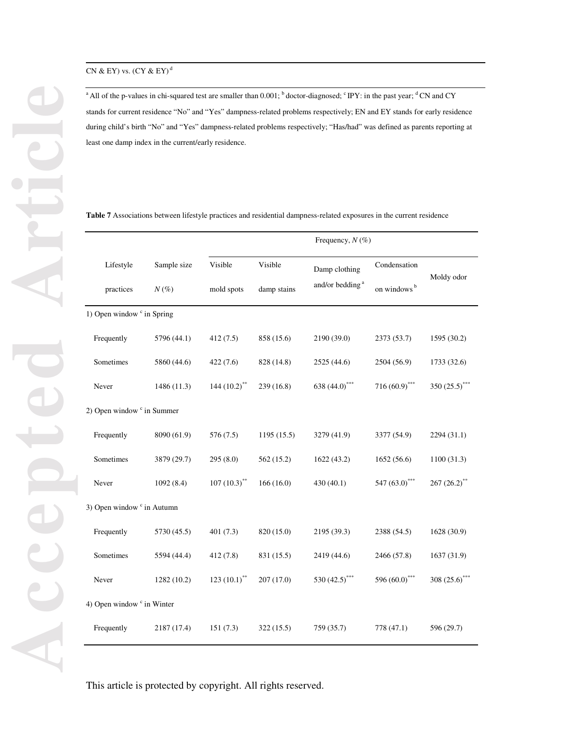CN & EY) vs. (CY & EY) [d]

[a] All of the p-values in chi-squared test are smaller than 0.001; [b] doctor-diagnosed; [c] IPY: in the past year; [d] CN and CY stands for current residence "No" and "Yes" dampness-related problems respectively; EN and EY stands for early residence during child's birth "No" and "Yes" dampness-related problems respectively; "Has/had" was defined as parents reporting at least one damp index in the current/early residence.

**Table 7** Associations between lifestyle practices and residential dampness-related exposures in the current residence

| Lifestyle practices | Sample size $N$ (%) | Frequency, $N$ (%) | | | | |
|---|---|---|---|---|---|---|
| | | Visible mold spots | Visible damp stains | Damp clothing and/or bedding [a] | Condensation on windows [b] | Moldy odor |
| 1) Open window [c] in Spring | | | | | | |
| Frequently | 5796 (44.1) | 412 (7.5) | 858 (15.6) | 2190 (39.0) | 2373 (53.7) | 1595 (30.2) |
| Sometimes | 5860 (44.6) | 422 (7.6) | 828 (14.8) | 2525 (44.6) | 2504 (56.9) | 1733 (32.6) |
| Never | 1486 (11.3) | 144 (10.2)** | 239 (16.8) | 638 (44.0)*** | 716 (60.9)*** | 350 (25.5)*** |
| 2) Open window [c] in Summer | | | | | | |
| Frequently | 8090 (61.9) | 576 (7.5) | 1195 (15.5) | 3279 (41.9) | 3377 (54.9) | 2294 (31.1) |
| Sometimes | 3879 (29.7) | 295 (8.0) | 562 (15.2) | 1622 (43.2) | 1652 (56.6) | 1100 (31.3) |
| Never | 1092 (8.4) | 107 (10.3)** | 166 (16.0) | 430 (40.1) | 547 (63.0)*** | 267 (26.2)** |
| 3) Open window [c] in Autumn | | | | | | |
| Frequently | 5730 (45.5) | 401 (7.3) | 820 (15.0) | 2195 (39.3) | 2388 (54.5) | 1628 (30.9) |
| Sometimes | 5594 (44.4) | 412 (7.8) | 831 (15.5) | 2419 (44.6) | 2466 (57.8) | 1637 (31.9) |
| Never | 1282 (10.2) | 123 (10.1)** | 207 (17.0) | 530 (42.5)*** | 596 (60.0)*** | 308 (25.6)*** |
| 4) Open window [c] in Winter | | | | | | |
| Frequently | 2187 (17.4) | 151 (7.3) | 322 (15.5) | 759 (35.7) | 778 (47.1) | 596 (29.7) |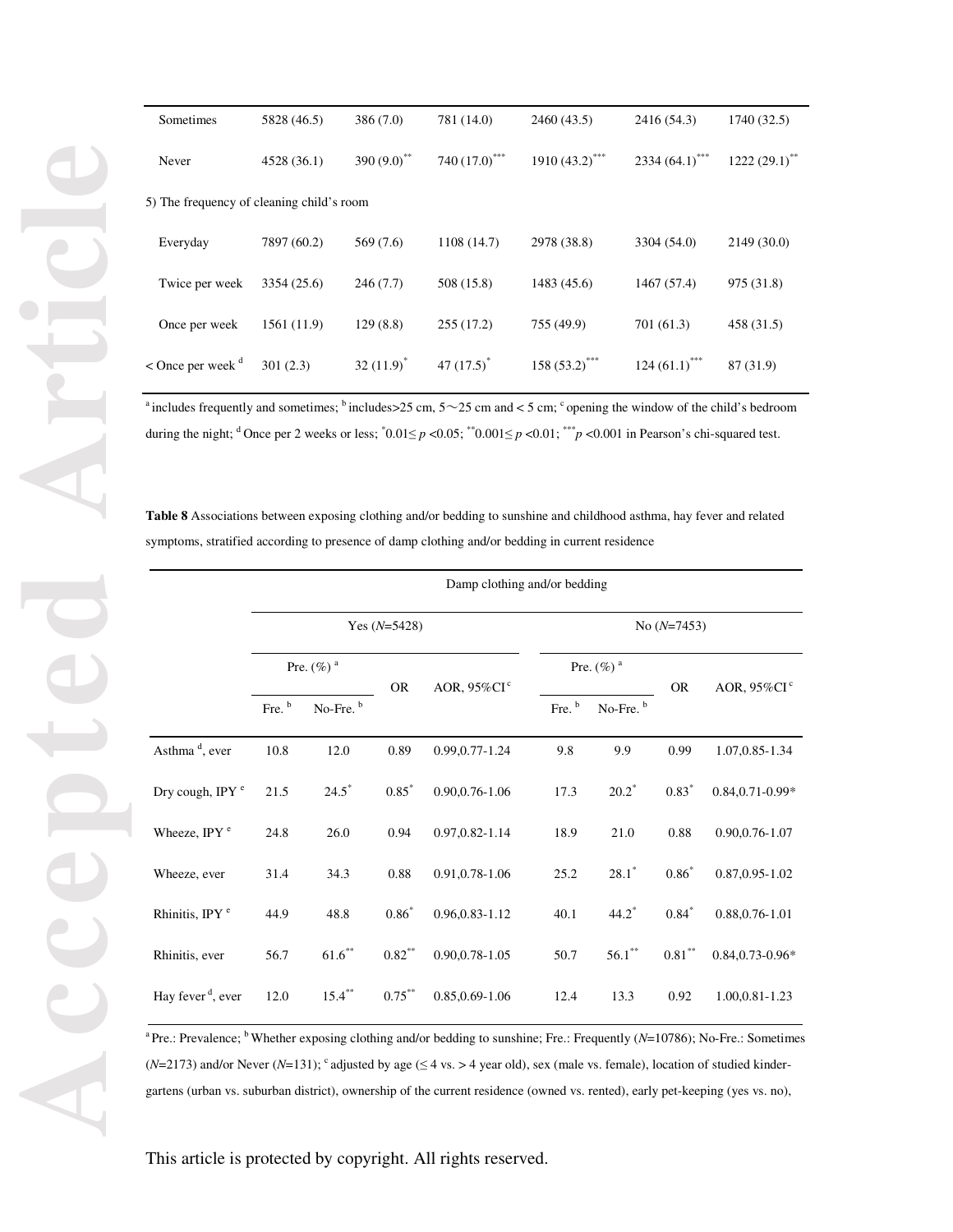| | | | | | | |
|---|---|---|---|---|---|---|
| Sometimes | 5828 (46.5) | 386 (7.0) | 781 (14.0) | 2460 (43.5) | 2416 (54.3) | 1740 (32.5) |
| Never | 4528 (36.1) | 390 (9.0)** | 740 (17.0)*** | 1910 (43.2)*** | 2334 (64.1)*** | 1222 (29.1)** |
| 5) The frequency of cleaning child's room | | | | | | |
| Everyday | 7897 (60.2) | 569 (7.6) | 1108 (14.7) | 2978 (38.8) | 3304 (54.0) | 2149 (30.0) |
| Twice per week | 3354 (25.6) | 246 (7.7) | 508 (15.8) | 1483 (45.6) | 1467 (57.4) | 975 (31.8) |
| Once per week | 1561 (11.9) | 129 (8.8) | 255 (17.2) | 755 (49.9) | 701 (61.3) | 458 (31.5) |
| < Once per week [d] | 301 (2.3) | 32 (11.9)* | 47 (17.5)* | 158 (53.2)*** | 124 (61.1)*** | 87 (31.9) |

[a] includes frequently and sometimes; [b] includes>25 cm, 5～25 cm and < 5 cm; [c] opening the window of the child's bedroom during the night; [d] Once per 2 weeks or less; *$0.01 \leq p < 0.05$; **$0.001 \leq p < 0.01$; ***$p < 0.001$ in Pearson's chi-squared test.

**Table 8** Associations between exposing clothing and/or bedding to sunshine and childhood asthma, hay fever and related symptoms, stratified according to presence of damp clothing and/or bedding in current residence

| | Damp clothing and/or bedding | | | | | | | |
|---|---|---|---|---|---|---|---|---|
| | Yes (*N*=5428) | | | | No (*N*=7453) | | | |
| | Pre. (%) [a] | | OR | AOR, 95%CI [c] | Pre. (%) [a] | | OR | AOR, 95%CI [c] |
| | Fre. [b] | No-Fre. [b] | | | Fre. [b] | No-Fre. [b] | | |
| Asthma [d], ever | 10.8 | 12.0 | 0.89 | 0.99,0.77-1.24 | 9.8 | 9.9 | 0.99 | 1.07,0.85-1.34 |
| Dry cough, IPY [e] | 21.5 | 24.5* | 0.85* | 0.90,0.76-1.06 | 17.3 | 20.2* | 0.83* | 0.84,0.71-0.99* |
| Wheeze, IPY [e] | 24.8 | 26.0 | 0.94 | 0.97,0.82-1.14 | 18.9 | 21.0 | 0.88 | 0.90,0.76-1.07 |
| Wheeze, ever | 31.4 | 34.3 | 0.88 | 0.91,0.78-1.06 | 25.2 | 28.1* | 0.86* | 0.87,0.95-1.02 |
| Rhinitis, IPY [e] | 44.9 | 48.8 | 0.86* | 0.96,0.83-1.12 | 40.1 | 44.2* | 0.84* | 0.88,0.76-1.01 |
| Rhinitis, ever | 56.7 | 61.6** | 0.82** | 0.90,0.78-1.05 | 50.7 | 56.1** | 0.81** | 0.84,0.73-0.96* |
| Hay fever [d], ever | 12.0 | 15.4** | 0.75** | 0.85,0.69-1.06 | 12.4 | 13.3 | 0.92 | 1.00,0.81-1.23 |

[a] Pre.: Prevalence; [b] Whether exposing clothing and/or bedding to sunshine; Fre.: Frequently (*N*=10786); No-Fre.: Sometimes (*N*=2173) and/or Never (*N*=131); [c] adjusted by age (≤ 4 vs. > 4 year old), sex (male vs. female), location of studied kindergartens (urban vs. suburban district), ownership of the current residence (owned vs. rented), early pet-keeping (yes vs. no),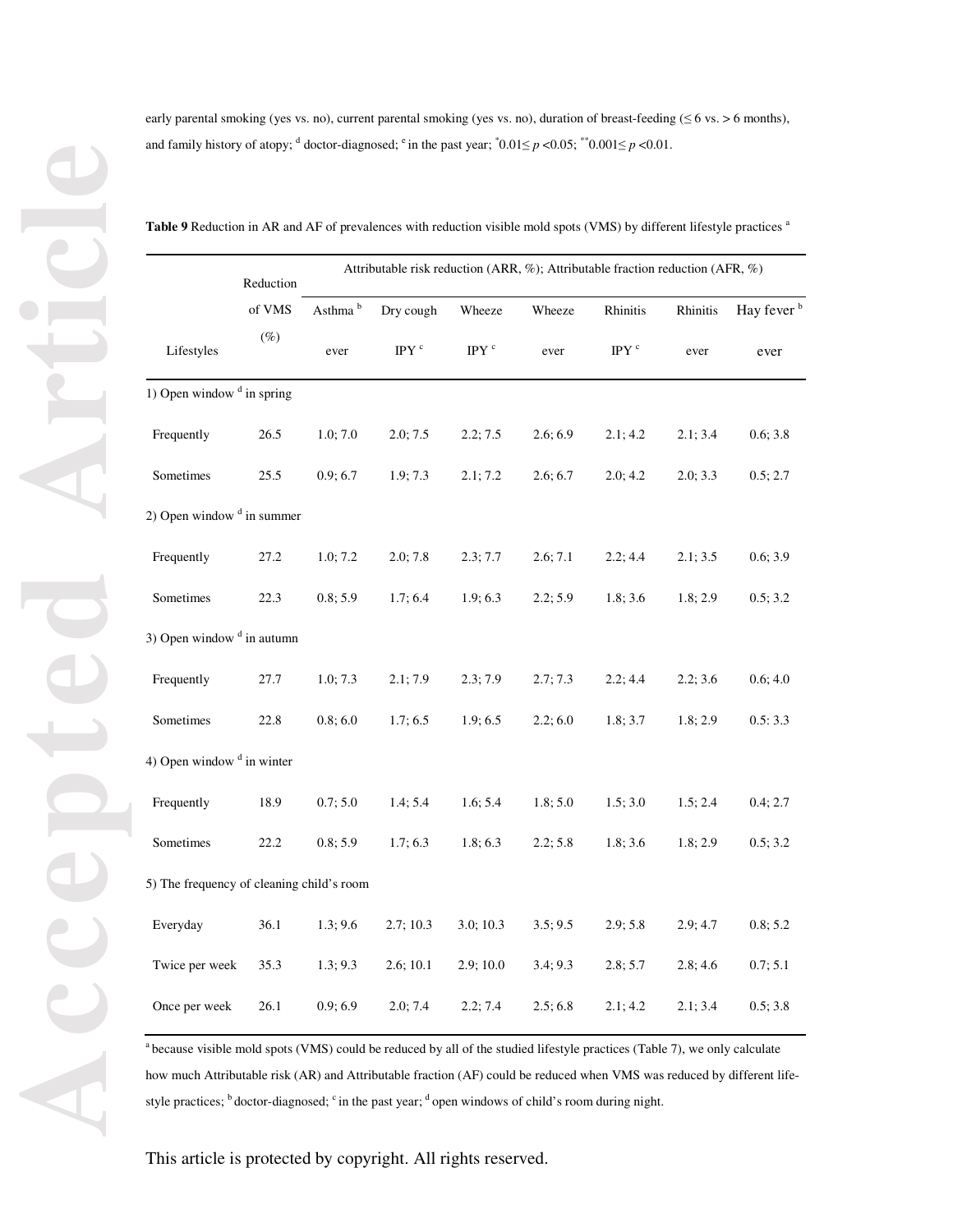early parental smoking (yes vs. no), current parental smoking (yes vs. no), duration of breast-feeding (≤ 6 vs. > 6 months), and family history of atopy; [d] doctor-diagnosed; [e] in the past year; [*]0.01≤ $p$ <0.05; [**]0.001≤ $p$ <0.01.

**Table 9** Reduction in AR and AF of prevalences with reduction visible mold spots (VMS) by different lifestyle practices [a]

| Lifestyles | Reduction of VMS (%) | Attributable risk reduction (ARR, %); Attributable fraction reduction (AFR, %) | | | | | | |
|---|---|---|---|---|---|---|---|---|
| | | Asthma [b] ever | Dry cough IPY [c] | Wheeze IPY [c] | Wheeze ever | Rhinitis IPY [c] | Rhinitis ever | Hay fever [b] ever |
| 1) Open window [d] in spring | | | | | | | | |
| Frequently | 26.5 | 1.0; 7.0 | 2.0; 7.5 | 2.2; 7.5 | 2.6; 6.9 | 2.1; 4.2 | 2.1; 3.4 | 0.6; 3.8 |
| Sometimes | 25.5 | 0.9; 6.7 | 1.9; 7.3 | 2.1; 7.2 | 2.6; 6.7 | 2.0; 4.2 | 2.0; 3.3 | 0.5; 2.7 |
| 2) Open window [d] in summer | | | | | | | | |
| Frequently | 27.2 | 1.0; 7.2 | 2.0; 7.8 | 2.3; 7.7 | 2.6; 7.1 | 2.2; 4.4 | 2.1; 3.5 | 0.6; 3.9 |
| Sometimes | 22.3 | 0.8; 5.9 | 1.7; 6.4 | 1.9; 6.3 | 2.2; 5.9 | 1.8; 3.6 | 1.8; 2.9 | 0.5; 3.2 |
| 3) Open window [d] in autumn | | | | | | | | |
| Frequently | 27.7 | 1.0; 7.3 | 2.1; 7.9 | 2.3; 7.9 | 2.7; 7.3 | 2.2; 4.4 | 2.2; 3.6 | 0.6; 4.0 |
| Sometimes | 22.8 | 0.8; 6.0 | 1.7; 6.5 | 1.9; 6.5 | 2.2; 6.0 | 1.8; 3.7 | 1.8; 2.9 | 0.5: 3.3 |
| 4) Open window [d] in winter | | | | | | | | |
| Frequently | 18.9 | 0.7; 5.0 | 1.4; 5.4 | 1.6; 5.4 | 1.8; 5.0 | 1.5; 3.0 | 1.5; 2.4 | 0.4; 2.7 |
| Sometimes | 22.2 | 0.8; 5.9 | 1.7; 6.3 | 1.8; 6.3 | 2.2; 5.8 | 1.8; 3.6 | 1.8; 2.9 | 0.5; 3.2 |
| 5) The frequency of cleaning child's room | | | | | | | | |
| Everyday | 36.1 | 1.3; 9.6 | 2.7; 10.3 | 3.0; 10.3 | 3.5; 9.5 | 2.9; 5.8 | 2.9; 4.7 | 0.8; 5.2 |
| Twice per week | 35.3 | 1.3; 9.3 | 2.6; 10.1 | 2.9; 10.0 | 3.4; 9.3 | 2.8; 5.7 | 2.8; 4.6 | 0.7; 5.1 |
| Once per week | 26.1 | 0.9; 6.9 | 2.0; 7.4 | 2.2; 7.4 | 2.5; 6.8 | 2.1; 4.2 | 2.1; 3.4 | 0.5; 3.8 |

[a] because visible mold spots (VMS) could be reduced by all of the studied lifestyle practices (Table 7), we only calculate how much Attributable risk (AR) and Attributable fraction (AF) could be reduced when VMS was reduced by different life-style practices; [b] doctor-diagnosed; [c] in the past year; [d] open windows of child's room during night.